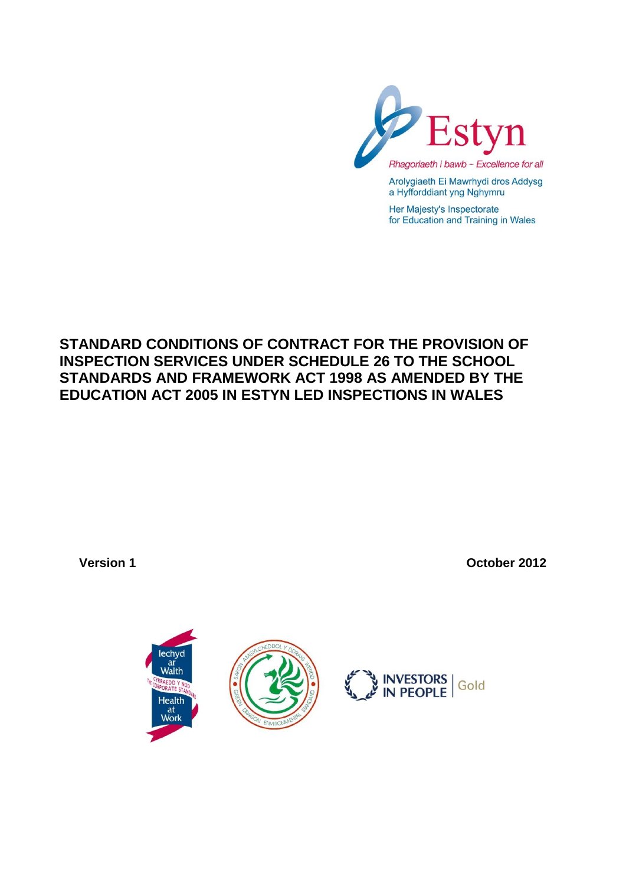Estyn

*Rhagoriaeth i bawb – Excellence for all*

Arolygiaeth Ei Mawrhydi dros Addysg a Hyfforddiant yng Nghymru

Her Majesty's Inspectorate for Education and Training in Wales

# STANDARD CONDITIONS OF CONTRACT FOR THE PROVISION OF INSPECTION SERVICES UNDER SCHEDULE 26 TO THE SCHOOL STANDARDS AND FRAMEWORK ACT 1998 AS AMENDED BY THE EDUCATION ACT 2005 IN ESTYN LED INSPECTIONS IN WALES

**Version 1** **October 2012**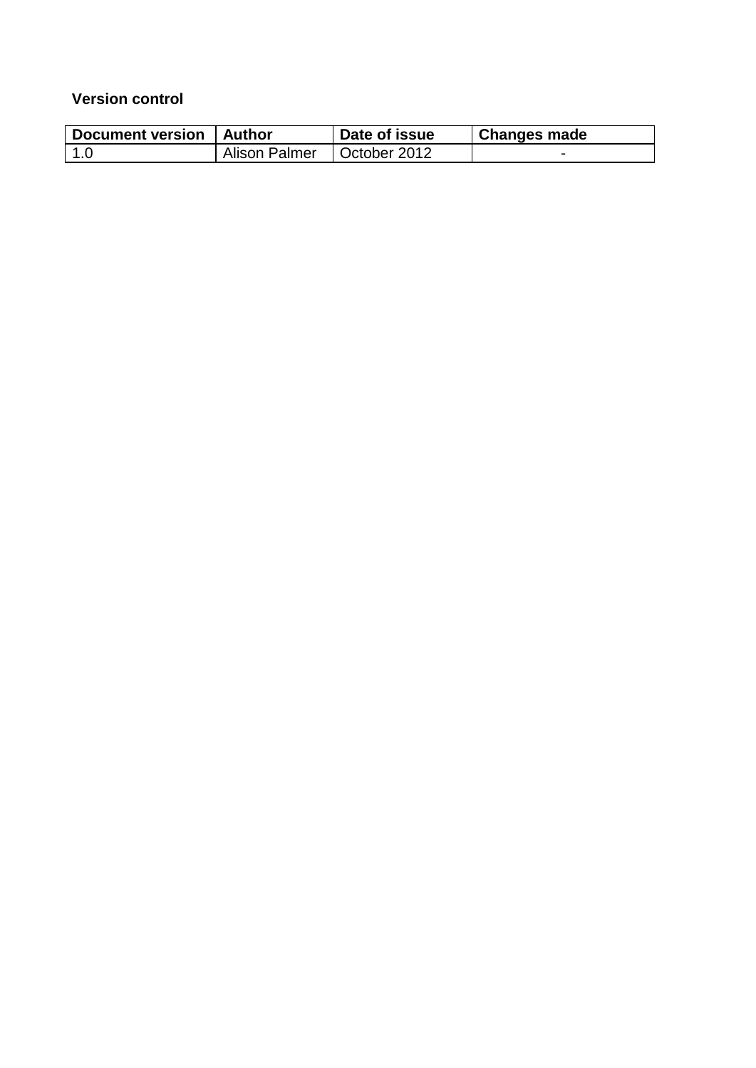**Version control**

| Document version | Author | Date of issue | Changes made |
| --- | --- | --- | --- |
| 1.0 | Alison Palmer | October 2012 | - |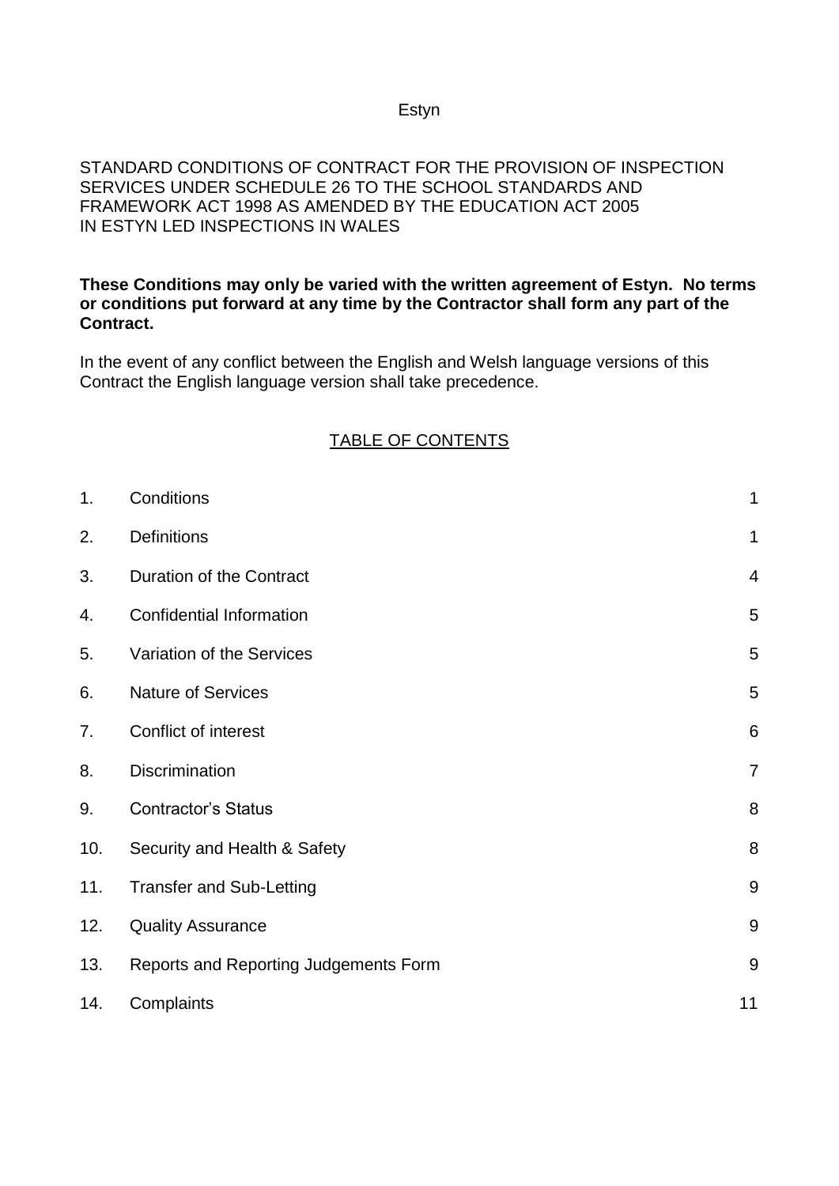Estyn

STANDARD CONDITIONS OF CONTRACT FOR THE PROVISION OF INSPECTION SERVICES UNDER SCHEDULE 26 TO THE SCHOOL STANDARDS AND FRAMEWORK ACT 1998 AS AMENDED BY THE EDUCATION ACT 2005 IN ESTYN LED INSPECTIONS IN WALES

**These Conditions may only be varied with the written agreement of Estyn. No terms or conditions put forward at any time by the Contractor shall form any part of the Contract.**

In the event of any conflict between the English and Welsh language versions of this Contract the English language version shall take precedence.

## TABLE OF CONTENTS

| | | |
|---|---|---|
| 1. | Conditions | 1 |
| 2. | Definitions | 1 |
| 3. | Duration of the Contract | 4 |
| 4. | Confidential Information | 5 |
| 5. | Variation of the Services | 5 |
| 6. | Nature of Services | 5 |
| 7. | Conflict of interest | 6 |
| 8. | Discrimination | 7 |
| 9. | Contractor's Status | 8 |
| 10. | Security and Health & Safety | 8 |
| 11. | Transfer and Sub-Letting | 9 |
| 12. | Quality Assurance | 9 |
| 13. | Reports and Reporting Judgements Form | 9 |
| 14. | Complaints | 11 |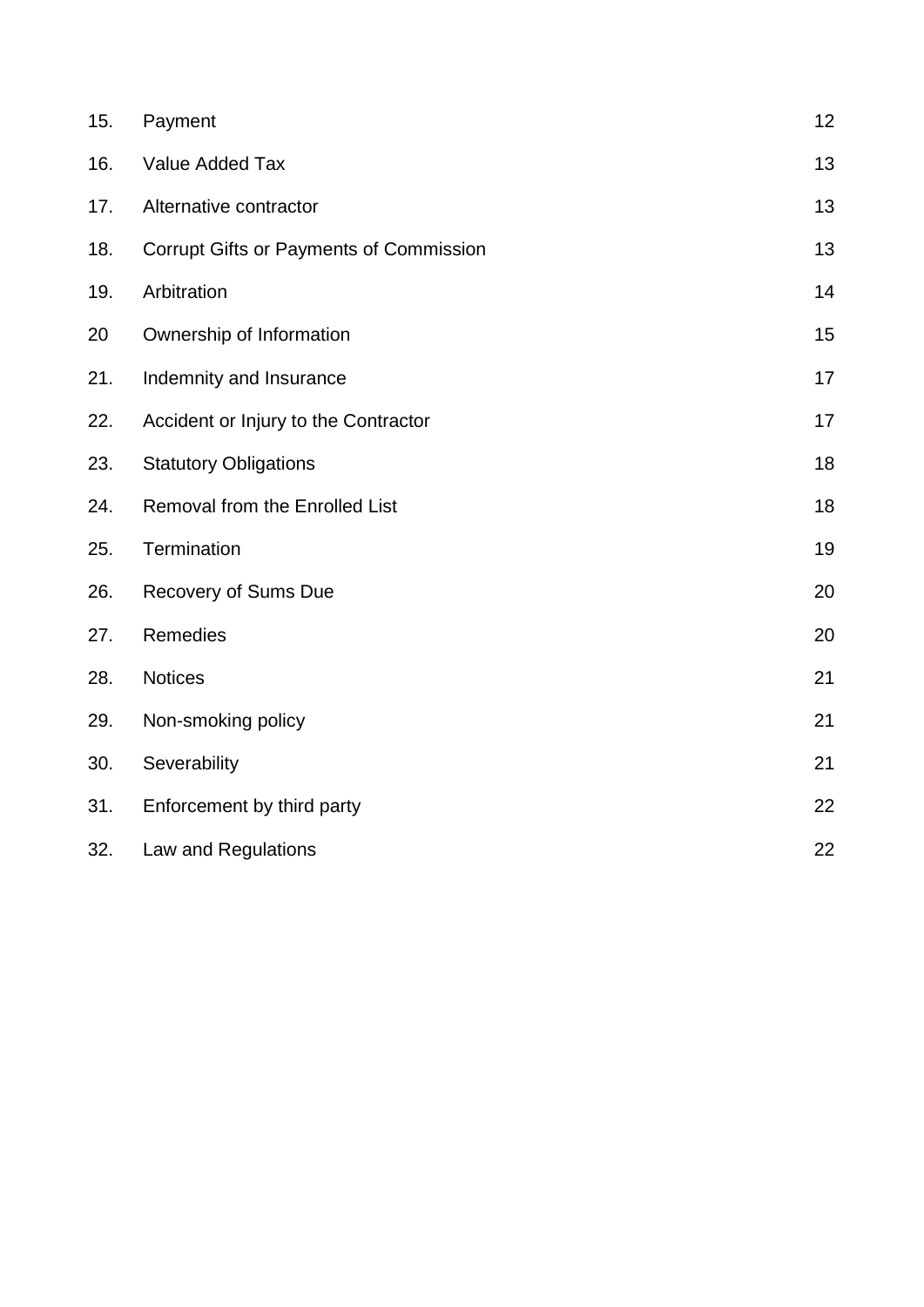| | | |
|---|---|---|
| 15. | Payment | 12 |
| 16. | Value Added Tax | 13 |
| 17. | Alternative contractor | 13 |
| 18. | Corrupt Gifts or Payments of Commission | 13 |
| 19. | Arbitration | 14 |
| 20 | Ownership of Information | 15 |
| 21. | Indemnity and Insurance | 17 |
| 22. | Accident or Injury to the Contractor | 17 |
| 23. | Statutory Obligations | 18 |
| 24. | Removal from the Enrolled List | 18 |
| 25. | Termination | 19 |
| 26. | Recovery of Sums Due | 20 |
| 27. | Remedies | 20 |
| 28. | Notices | 21 |
| 29. | Non-smoking policy | 21 |
| 30. | Severability | 21 |
| 31. | Enforcement by third party | 22 |
| 32. | Law and Regulations | 22 |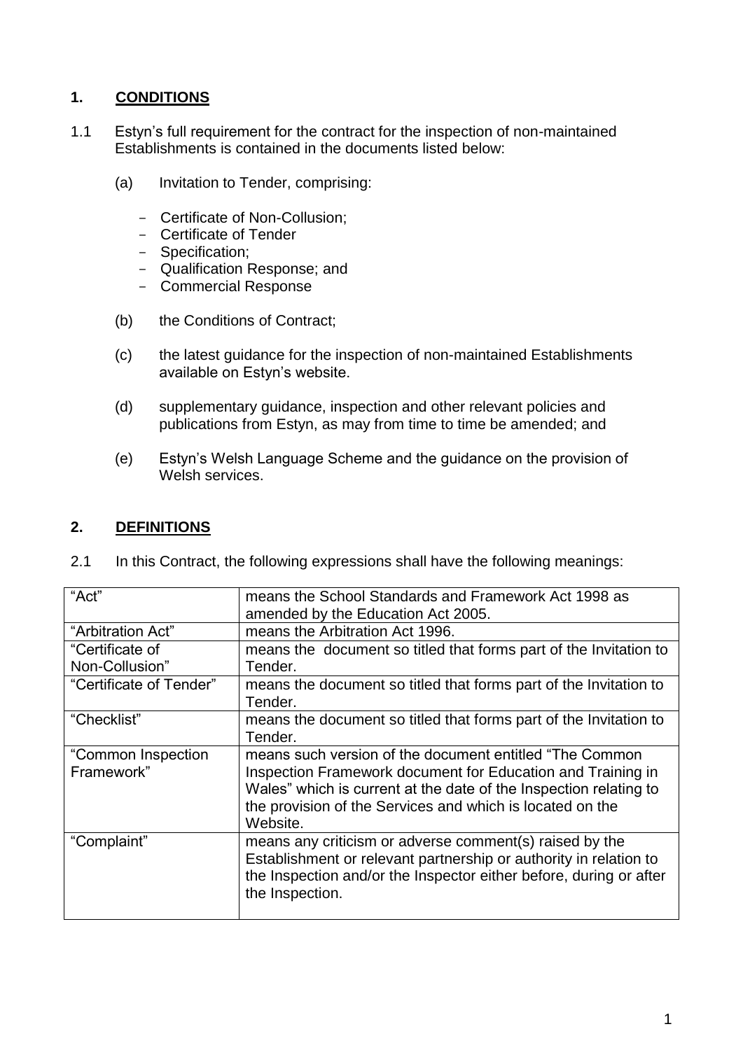## 1. CONDITIONS

1.1 Estyn's full requirement for the contract for the inspection of non-maintained Establishments is contained in the documents listed below:

(a) Invitation to Tender, comprising:

- Certificate of Non-Collusion;
- Certificate of Tender
- Specification;
- Qualification Response; and
- Commercial Response

(b) the Conditions of Contract;

(c) the latest guidance for the inspection of non-maintained Establishments available on Estyn's website.

(d) supplementary guidance, inspection and other relevant policies and publications from Estyn, as may from time to time be amended; and

(e) Estyn's Welsh Language Scheme and the guidance on the provision of Welsh services.

## 2. DEFINITIONS

2.1 In this Contract, the following expressions shall have the following meanings:

| | |
|---|---|
| "Act" | means the School Standards and Framework Act 1998 as amended by the Education Act 2005. |
| "Arbitration Act" | means the Arbitration Act 1996. |
| "Certificate of Non-Collusion" | means the document so titled that forms part of the Invitation to Tender. |
| "Certificate of Tender" | means the document so titled that forms part of the Invitation to Tender. |
| "Checklist" | means the document so titled that forms part of the Invitation to Tender. |
| "Common Inspection Framework" | means such version of the document entitled "The Common Inspection Framework document for Education and Training in Wales" which is current at the date of the Inspection relating to the provision of the Services and which is located on the Website. |
| "Complaint" | means any criticism or adverse comment(s) raised by the Establishment or relevant partnership or authority in relation to the Inspection and/or the Inspector either before, during or after the Inspection. |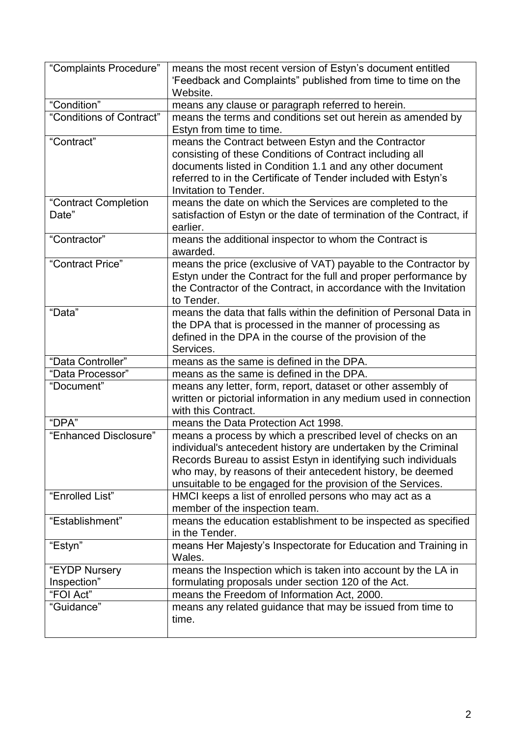| | |
|---|---|
| "Complaints Procedure" | means the most recent version of Estyn's document entitled 'Feedback and Complaints" published from time to time on the Website. |
| "Condition" | means any clause or paragraph referred to herein. |
| "Conditions of Contract" | means the terms and conditions set out herein as amended by Estyn from time to time. |
| "Contract" | means the Contract between Estyn and the Contractor consisting of these Conditions of Contract including all documents listed in Condition 1.1 and any other document referred to in the Certificate of Tender included with Estyn's Invitation to Tender. |
| "Contract Completion Date" | means the date on which the Services are completed to the satisfaction of Estyn or the date of termination of the Contract, if earlier. |
| "Contractor" | means the additional inspector to whom the Contract is awarded. |
| "Contract Price" | means the price (exclusive of VAT) payable to the Contractor by Estyn under the Contract for the full and proper performance by the Contractor of the Contract, in accordance with the Invitation to Tender. |
| "Data" | means the data that falls within the definition of Personal Data in the DPA that is processed in the manner of processing as defined in the DPA in the course of the provision of the Services. |
| "Data Controller" | means as the same is defined in the DPA. |
| "Data Processor" | means as the same is defined in the DPA. |
| "Document" | means any letter, form, report, dataset or other assembly of written or pictorial information in any medium used in connection with this Contract. |
| "DPA" | means the Data Protection Act 1998. |
| "Enhanced Disclosure" | means a process by which a prescribed level of checks on an individual's antecedent history are undertaken by the Criminal Records Bureau to assist Estyn in identifying such individuals who may, by reasons of their antecedent history, be deemed unsuitable to be engaged for the provision of the Services. |
| "Enrolled List" | HMCI keeps a list of enrolled persons who may act as a member of the inspection team. |
| "Establishment" | means the education establishment to be inspected as specified in the Tender. |
| "Estyn" | means Her Majesty's Inspectorate for Education and Training in Wales. |
| "EYDP Nursery Inspection" | means the Inspection which is taken into account by the LA in formulating proposals under section 120 of the Act. |
| "FOI Act" | means the Freedom of Information Act, 2000. |
| "Guidance" | means any related guidance that may be issued from time to time. |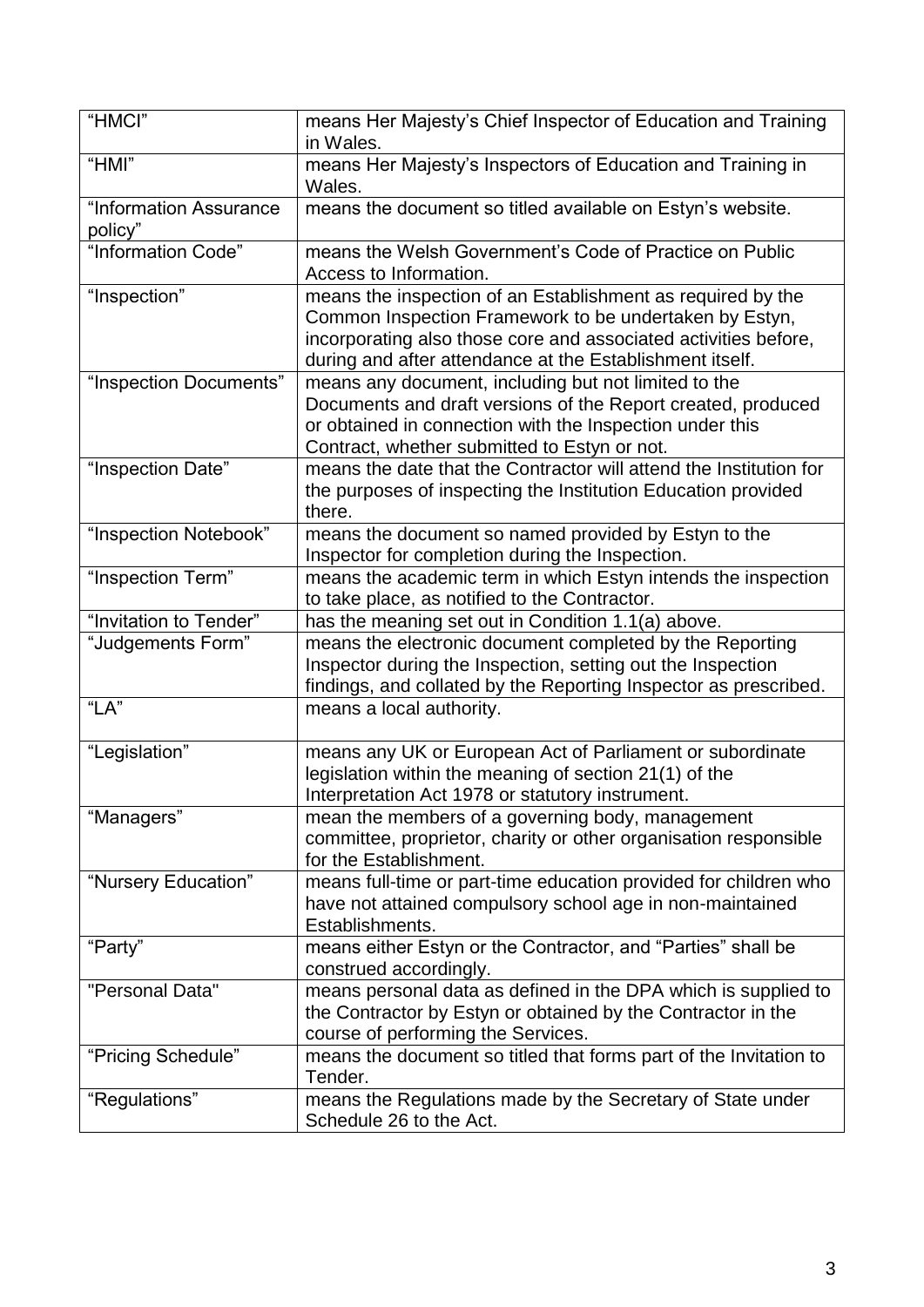| | |
|---|---|
| "HMCI" | means Her Majesty's Chief Inspector of Education and Training in Wales. |
| "HMI" | means Her Majesty's Inspectors of Education and Training in Wales. |
| "Information Assurance policy" | means the document so titled available on Estyn's website. |
| "Information Code" | means the Welsh Government's Code of Practice on Public Access to Information. |
| "Inspection" | means the inspection of an Establishment as required by the Common Inspection Framework to be undertaken by Estyn, incorporating also those core and associated activities before, during and after attendance at the Establishment itself. |
| "Inspection Documents" | means any document, including but not limited to the Documents and draft versions of the Report created, produced or obtained in connection with the Inspection under this Contract, whether submitted to Estyn or not. |
| "Inspection Date" | means the date that the Contractor will attend the Institution for the purposes of inspecting the Institution Education provided there. |
| "Inspection Notebook" | means the document so named provided by Estyn to the Inspector for completion during the Inspection. |
| "Inspection Term" | means the academic term in which Estyn intends the inspection to take place, as notified to the Contractor. |
| "Invitation to Tender" | has the meaning set out in Condition 1.1(a) above. |
| "Judgements Form" | means the electronic document completed by the Reporting Inspector during the Inspection, setting out the Inspection findings, and collated by the Reporting Inspector as prescribed. |
| "LA" | means a local authority. |
| "Legislation" | means any UK or European Act of Parliament or subordinate legislation within the meaning of section 21(1) of the Interpretation Act 1978 or statutory instrument. |
| "Managers" | mean the members of a governing body, management committee, proprietor, charity or other organisation responsible for the Establishment. |
| "Nursery Education" | means full-time or part-time education provided for children who have not attained compulsory school age in non-maintained Establishments. |
| "Party" | means either Estyn or the Contractor, and "Parties" shall be construed accordingly. |
| "Personal Data" | means personal data as defined in the DPA which is supplied to the Contractor by Estyn or obtained by the Contractor in the course of performing the Services. |
| "Pricing Schedule" | means the document so titled that forms part of the Invitation to Tender. |
| "Regulations" | means the Regulations made by the Secretary of State under Schedule 26 to the Act. |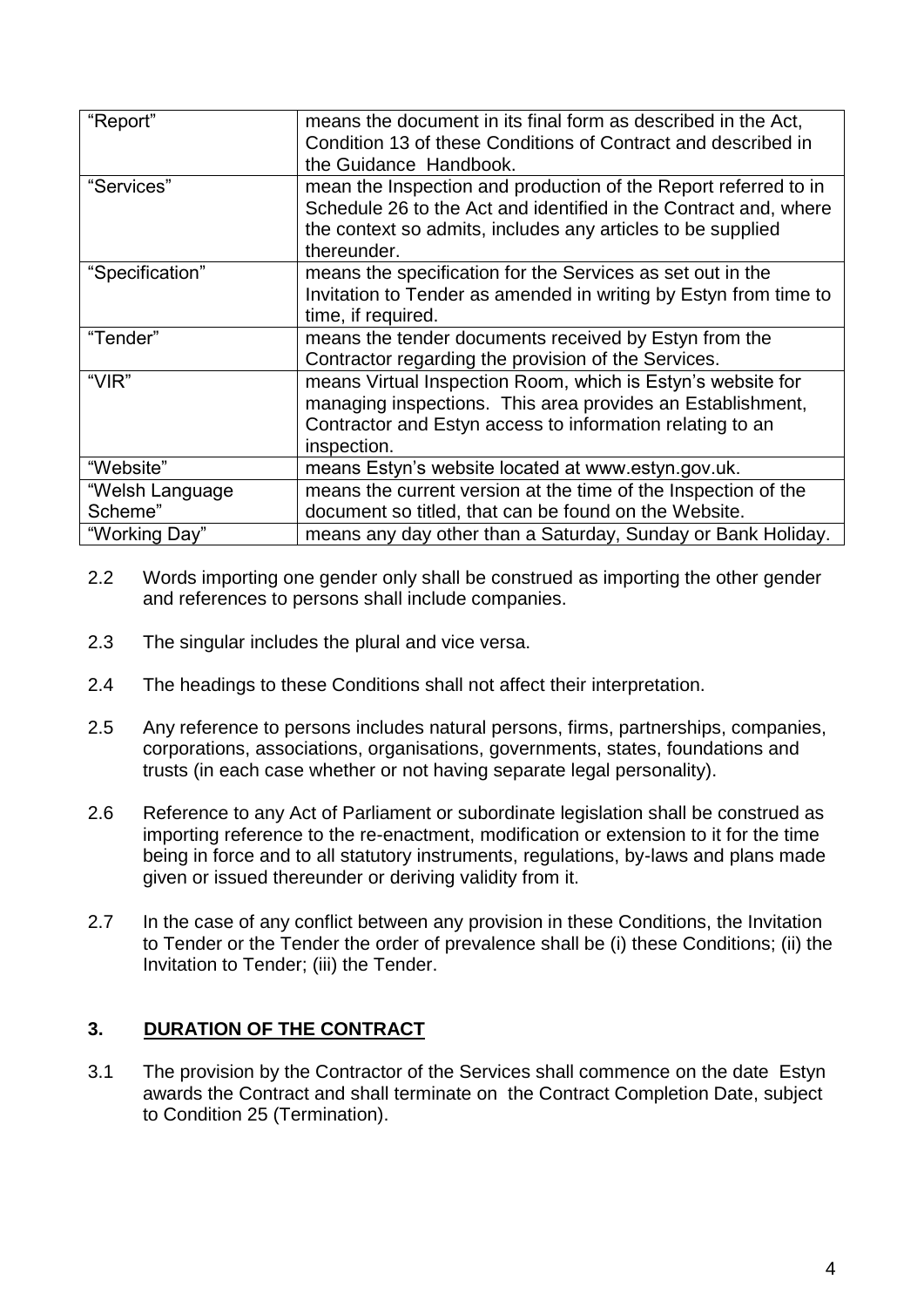| | |
|---|---|
| "Report" | means the document in its final form as described in the Act, Condition 13 of these Conditions of Contract and described in the Guidance Handbook. |
| "Services" | mean the Inspection and production of the Report referred to in Schedule 26 to the Act and identified in the Contract and, where the context so admits, includes any articles to be supplied thereunder. |
| "Specification" | means the specification for the Services as set out in the Invitation to Tender as amended in writing by Estyn from time to time, if required. |
| "Tender" | means the tender documents received by Estyn from the Contractor regarding the provision of the Services. |
| "VIR" | means Virtual Inspection Room, which is Estyn's website for managing inspections. This area provides an Establishment, Contractor and Estyn access to information relating to an inspection. |
| "Website" | means Estyn's website located at www.estyn.gov.uk. |
| "Welsh Language Scheme" | means the current version at the time of the Inspection of the document so titled, that can be found on the Website. |
| "Working Day" | means any day other than a Saturday, Sunday or Bank Holiday. |

2.2 Words importing one gender only shall be construed as importing the other gender and references to persons shall include companies.

2.3 The singular includes the plural and vice versa.

2.4 The headings to these Conditions shall not affect their interpretation.

2.5 Any reference to persons includes natural persons, firms, partnerships, companies, corporations, associations, organisations, governments, states, foundations and trusts (in each case whether or not having separate legal personality).

2.6 Reference to any Act of Parliament or subordinate legislation shall be construed as importing reference to the re-enactment, modification or extension to it for the time being in force and to all statutory instruments, regulations, by-laws and plans made given or issued thereunder or deriving validity from it.

2.7 In the case of any conflict between any provision in these Conditions, the Invitation to Tender or the Tender the order of prevalence shall be (i) these Conditions; (ii) the Invitation to Tender; (iii) the Tender.

## 3. DURATION OF THE CONTRACT

3.1 The provision by the Contractor of the Services shall commence on the date Estyn awards the Contract and shall terminate on the Contract Completion Date, subject to Condition 25 (Termination).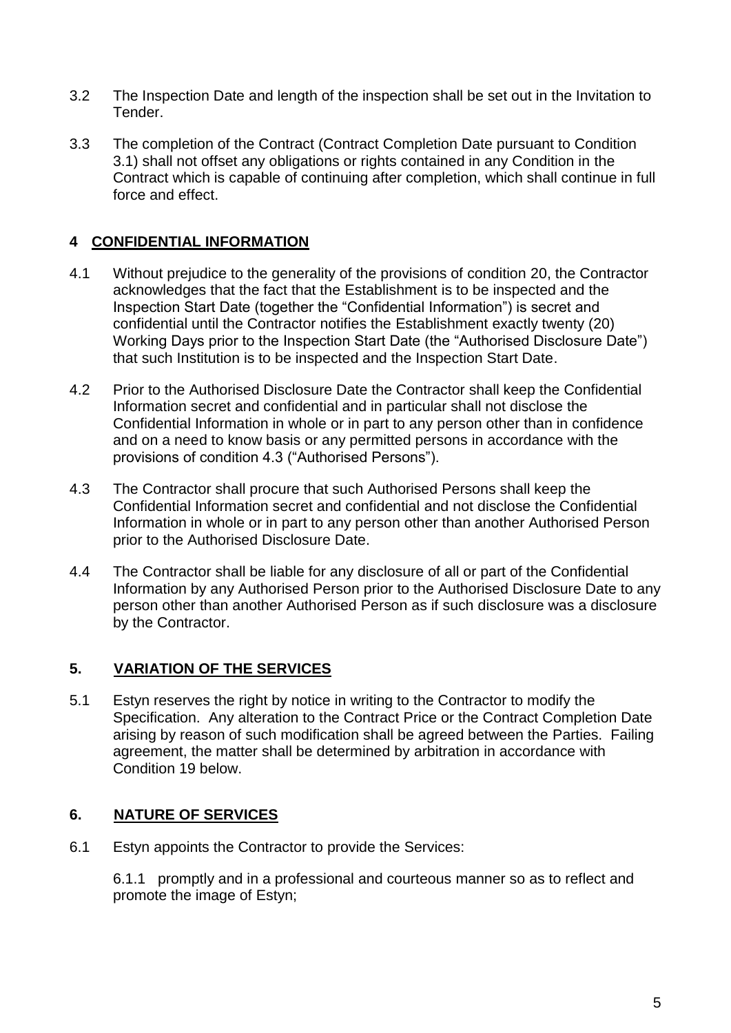3.2 The Inspection Date and length of the inspection shall be set out in the Invitation to Tender.

3.3 The completion of the Contract (Contract Completion Date pursuant to Condition 3.1) shall not offset any obligations or rights contained in any Condition in the Contract which is capable of continuing after completion, which shall continue in full force and effect.

## 4 CONFIDENTIAL INFORMATION

4.1 Without prejudice to the generality of the provisions of condition 20, the Contractor acknowledges that the fact that the Establishment is to be inspected and the Inspection Start Date (together the "Confidential Information") is secret and confidential until the Contractor notifies the Establishment exactly twenty (20) Working Days prior to the Inspection Start Date (the "Authorised Disclosure Date") that such Institution is to be inspected and the Inspection Start Date.

4.2 Prior to the Authorised Disclosure Date the Contractor shall keep the Confidential Information secret and confidential and in particular shall not disclose the Confidential Information in whole or in part to any person other than in confidence and on a need to know basis or any permitted persons in accordance with the provisions of condition 4.3 ("Authorised Persons").

4.3 The Contractor shall procure that such Authorised Persons shall keep the Confidential Information secret and confidential and not disclose the Confidential Information in whole or in part to any person other than another Authorised Person prior to the Authorised Disclosure Date.

4.4 The Contractor shall be liable for any disclosure of all or part of the Confidential Information by any Authorised Person prior to the Authorised Disclosure Date to any person other than another Authorised Person as if such disclosure was a disclosure by the Contractor.

## 5. VARIATION OF THE SERVICES

5.1 Estyn reserves the right by notice in writing to the Contractor to modify the Specification. Any alteration to the Contract Price or the Contract Completion Date arising by reason of such modification shall be agreed between the Parties. Failing agreement, the matter shall be determined by arbitration in accordance with Condition 19 below.

## 6. NATURE OF SERVICES

6.1 Estyn appoints the Contractor to provide the Services:

6.1.1 promptly and in a professional and courteous manner so as to reflect and promote the image of Estyn;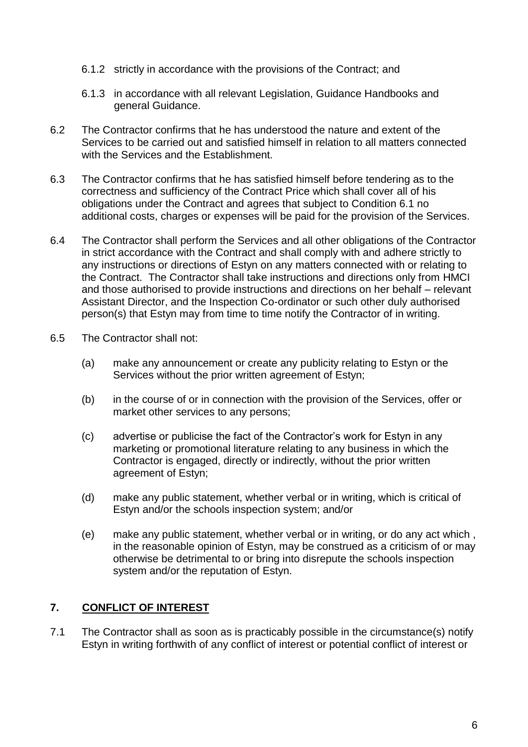6.1.2 strictly in accordance with the provisions of the Contract; and

6.1.3 in accordance with all relevant Legislation, Guidance Handbooks and general Guidance.

6.2 The Contractor confirms that he has understood the nature and extent of the Services to be carried out and satisfied himself in relation to all matters connected with the Services and the Establishment.

6.3 The Contractor confirms that he has satisfied himself before tendering as to the correctness and sufficiency of the Contract Price which shall cover all of his obligations under the Contract and agrees that subject to Condition 6.1 no additional costs, charges or expenses will be paid for the provision of the Services.

6.4 The Contractor shall perform the Services and all other obligations of the Contractor in strict accordance with the Contract and shall comply with and adhere strictly to any instructions or directions of Estyn on any matters connected with or relating to the Contract. The Contractor shall take instructions and directions only from HMCI and those authorised to provide instructions and directions on her behalf – relevant Assistant Director, and the Inspection Co-ordinator or such other duly authorised person(s) that Estyn may from time to time notify the Contractor of in writing.

6.5 The Contractor shall not:

(a) make any announcement or create any publicity relating to Estyn or the Services without the prior written agreement of Estyn;

(b) in the course of or in connection with the provision of the Services, offer or market other services to any persons;

(c) advertise or publicise the fact of the Contractor's work for Estyn in any marketing or promotional literature relating to any business in which the Contractor is engaged, directly or indirectly, without the prior written agreement of Estyn;

(d) make any public statement, whether verbal or in writing, which is critical of Estyn and/or the schools inspection system; and/or

(e) make any public statement, whether verbal or in writing, or do any act which , in the reasonable opinion of Estyn, may be construed as a criticism of or may otherwise be detrimental to or bring into disrepute the schools inspection system and/or the reputation of Estyn.

## 7. <u>CONFLICT OF INTEREST</u>

7.1 The Contractor shall as soon as is practicably possible in the circumstance(s) notify Estyn in writing forthwith of any conflict of interest or potential conflict of interest or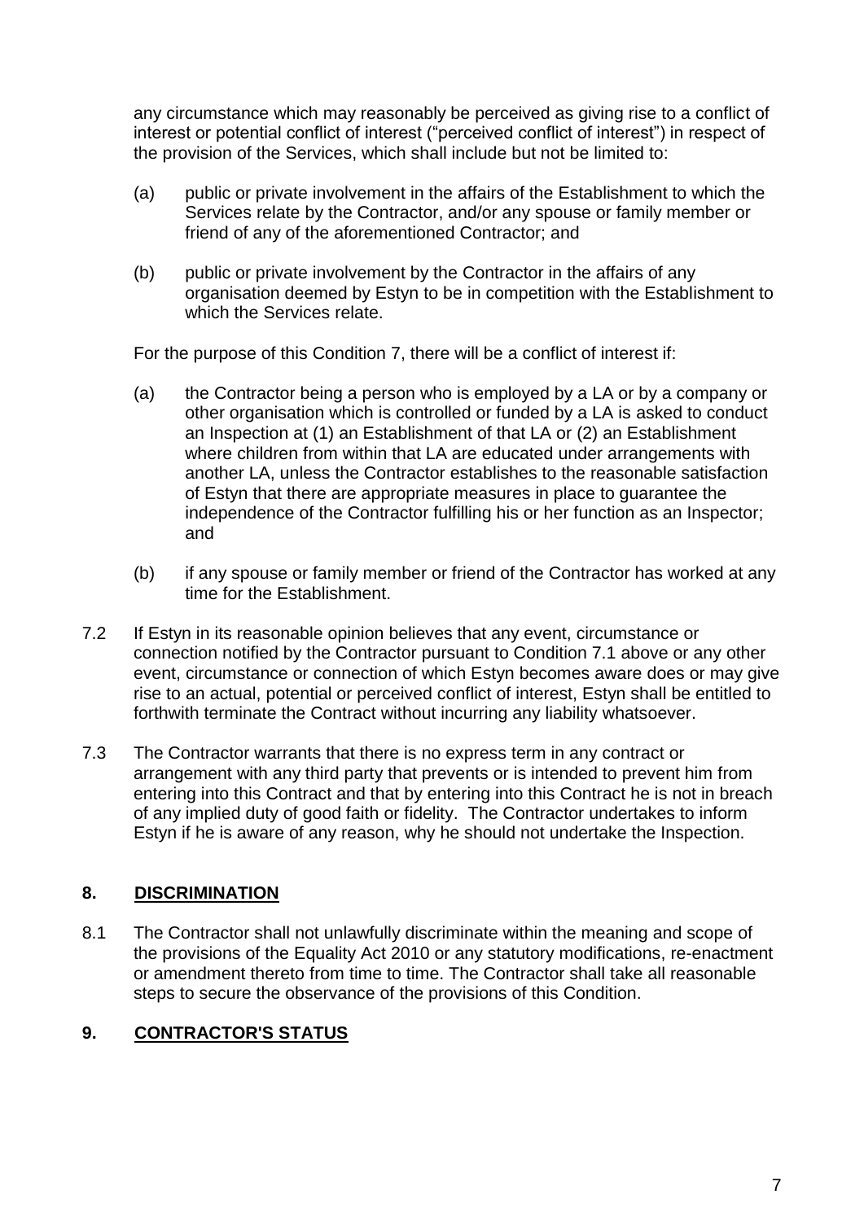any circumstance which may reasonably be perceived as giving rise to a conflict of interest or potential conflict of interest ("perceived conflict of interest") in respect of the provision of the Services, which shall include but not be limited to:

(a) public or private involvement in the affairs of the Establishment to which the Services relate by the Contractor, and/or any spouse or family member or friend of any of the aforementioned Contractor; and

(b) public or private involvement by the Contractor in the affairs of any organisation deemed by Estyn to be in competition with the Establishment to which the Services relate.

For the purpose of this Condition 7, there will be a conflict of interest if:

(a) the Contractor being a person who is employed by a LA or by a company or other organisation which is controlled or funded by a LA is asked to conduct an Inspection at (1) an Establishment of that LA or (2) an Establishment where children from within that LA are educated under arrangements with another LA, unless the Contractor establishes to the reasonable satisfaction of Estyn that there are appropriate measures in place to guarantee the independence of the Contractor fulfilling his or her function as an Inspector; and

(b) if any spouse or family member or friend of the Contractor has worked at any time for the Establishment.

7.2 If Estyn in its reasonable opinion believes that any event, circumstance or connection notified by the Contractor pursuant to Condition 7.1 above or any other event, circumstance or connection of which Estyn becomes aware does or may give rise to an actual, potential or perceived conflict of interest, Estyn shall be entitled to forthwith terminate the Contract without incurring any liability whatsoever.

7.3 The Contractor warrants that there is no express term in any contract or arrangement with any third party that prevents or is intended to prevent him from entering into this Contract and that by entering into this Contract he is not in breach of any implied duty of good faith or fidelity. The Contractor undertakes to inform Estyn if he is aware of any reason, why he should not undertake the Inspection.

## 8. DISCRIMINATION

8.1 The Contractor shall not unlawfully discriminate within the meaning and scope of the provisions of the Equality Act 2010 or any statutory modifications, re-enactment or amendment thereto from time to time. The Contractor shall take all reasonable steps to secure the observance of the provisions of this Condition.

## 9. CONTRACTOR'S STATUS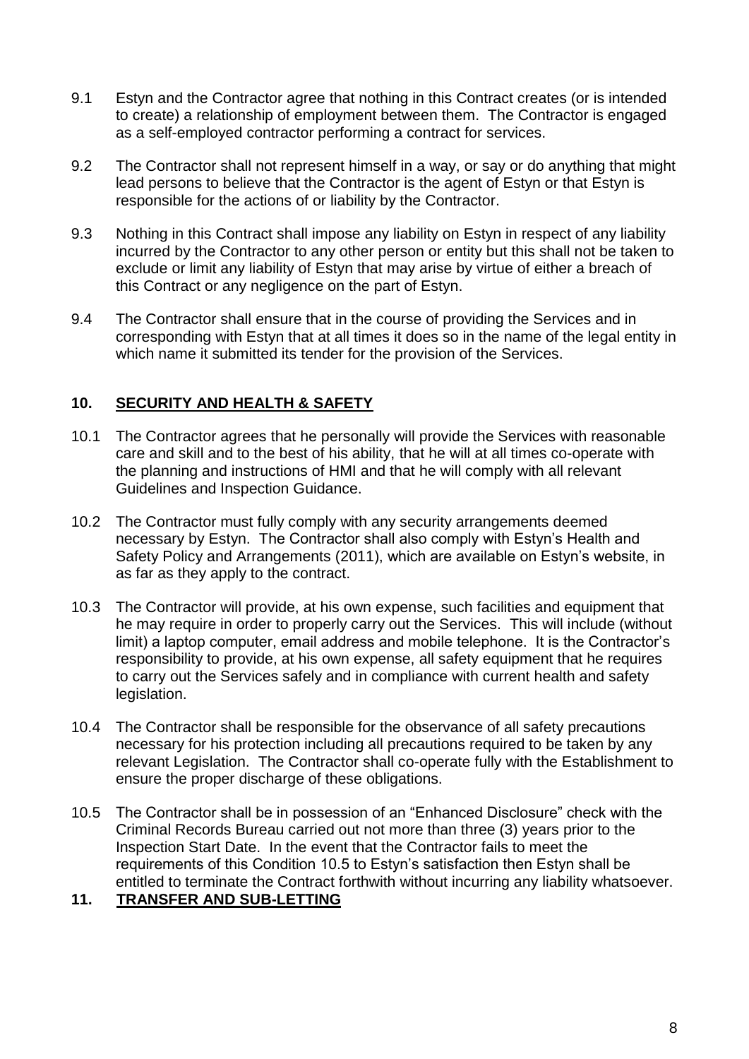9.1 Estyn and the Contractor agree that nothing in this Contract creates (or is intended to create) a relationship of employment between them. The Contractor is engaged as a self-employed contractor performing a contract for services.

9.2 The Contractor shall not represent himself in a way, or say or do anything that might lead persons to believe that the Contractor is the agent of Estyn or that Estyn is responsible for the actions of or liability by the Contractor.

9.3 Nothing in this Contract shall impose any liability on Estyn in respect of any liability incurred by the Contractor to any other person or entity but this shall not be taken to exclude or limit any liability of Estyn that may arise by virtue of either a breach of this Contract or any negligence on the part of Estyn.

9.4 The Contractor shall ensure that in the course of providing the Services and in corresponding with Estyn that at all times it does so in the name of the legal entity in which name it submitted its tender for the provision of the Services.

## 10. SECURITY AND HEALTH & SAFETY

10.1 The Contractor agrees that he personally will provide the Services with reasonable care and skill and to the best of his ability, that he will at all times co-operate with the planning and instructions of HMI and that he will comply with all relevant Guidelines and Inspection Guidance.

10.2 The Contractor must fully comply with any security arrangements deemed necessary by Estyn. The Contractor shall also comply with Estyn's Health and Safety Policy and Arrangements (2011), which are available on Estyn's website, in as far as they apply to the contract.

10.3 The Contractor will provide, at his own expense, such facilities and equipment that he may require in order to properly carry out the Services. This will include (without limit) a laptop computer, email address and mobile telephone. It is the Contractor's responsibility to provide, at his own expense, all safety equipment that he requires to carry out the Services safely and in compliance with current health and safety legislation.

10.4 The Contractor shall be responsible for the observance of all safety precautions necessary for his protection including all precautions required to be taken by any relevant Legislation. The Contractor shall co-operate fully with the Establishment to ensure the proper discharge of these obligations.

10.5 The Contractor shall be in possession of an "Enhanced Disclosure" check with the Criminal Records Bureau carried out not more than three (3) years prior to the Inspection Start Date. In the event that the Contractor fails to meet the requirements of this Condition 10.5 to Estyn's satisfaction then Estyn shall be entitled to terminate the Contract forthwith without incurring any liability whatsoever.

## 11. TRANSFER AND SUB-LETTING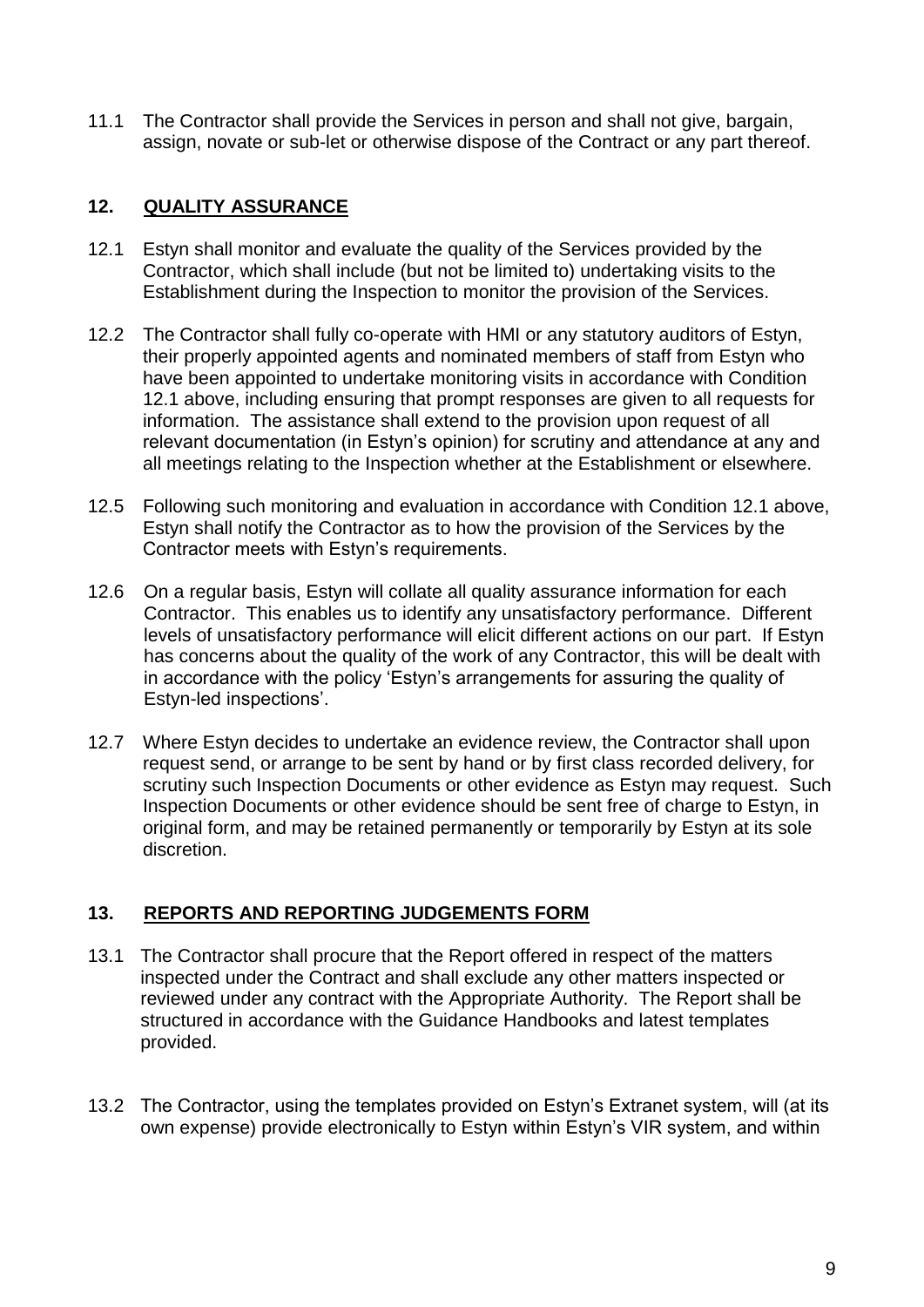11.1 The Contractor shall provide the Services in person and shall not give, bargain, assign, novate or sub-let or otherwise dispose of the Contract or any part thereof.

## 12. QUALITY ASSURANCE

12.1 Estyn shall monitor and evaluate the quality of the Services provided by the Contractor, which shall include (but not be limited to) undertaking visits to the Establishment during the Inspection to monitor the provision of the Services.

12.2 The Contractor shall fully co-operate with HMI or any statutory auditors of Estyn, their properly appointed agents and nominated members of staff from Estyn who have been appointed to undertake monitoring visits in accordance with Condition 12.1 above, including ensuring that prompt responses are given to all requests for information. The assistance shall extend to the provision upon request of all relevant documentation (in Estyn's opinion) for scrutiny and attendance at any and all meetings relating to the Inspection whether at the Establishment or elsewhere.

12.5 Following such monitoring and evaluation in accordance with Condition 12.1 above, Estyn shall notify the Contractor as to how the provision of the Services by the Contractor meets with Estyn's requirements.

12.6 On a regular basis, Estyn will collate all quality assurance information for each Contractor. This enables us to identify any unsatisfactory performance. Different levels of unsatisfactory performance will elicit different actions on our part. If Estyn has concerns about the quality of the work of any Contractor, this will be dealt with in accordance with the policy 'Estyn's arrangements for assuring the quality of Estyn-led inspections'.

12.7 Where Estyn decides to undertake an evidence review, the Contractor shall upon request send, or arrange to be sent by hand or by first class recorded delivery, for scrutiny such Inspection Documents or other evidence as Estyn may request. Such Inspection Documents or other evidence should be sent free of charge to Estyn, in original form, and may be retained permanently or temporarily by Estyn at its sole discretion.

## 13. REPORTS AND REPORTING JUDGEMENTS FORM

13.1 The Contractor shall procure that the Report offered in respect of the matters inspected under the Contract and shall exclude any other matters inspected or reviewed under any contract with the Appropriate Authority. The Report shall be structured in accordance with the Guidance Handbooks and latest templates provided.

13.2 The Contractor, using the templates provided on Estyn's Extranet system, will (at its own expense) provide electronically to Estyn within Estyn's VIR system, and within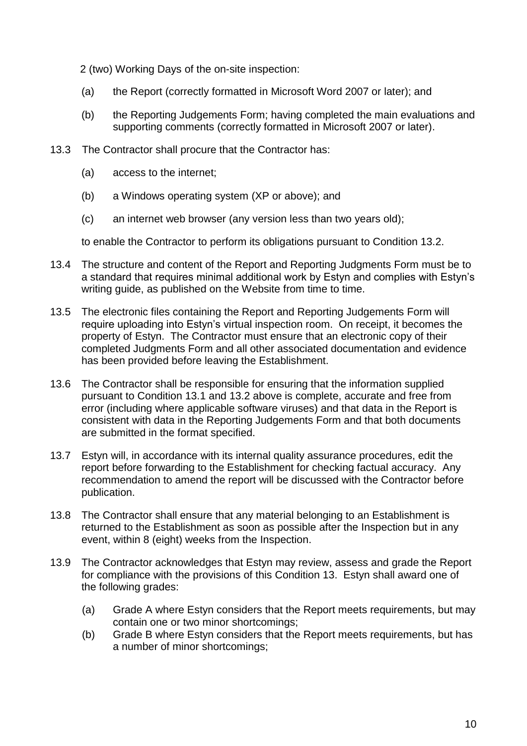2 (two) Working Days of the on-site inspection:

(a) the Report (correctly formatted in Microsoft Word 2007 or later); and

(b) the Reporting Judgements Form; having completed the main evaluations and supporting comments (correctly formatted in Microsoft 2007 or later).

13.3 The Contractor shall procure that the Contractor has:

(a) access to the internet;

(b) a Windows operating system (XP or above); and

(c) an internet web browser (any version less than two years old);

to enable the Contractor to perform its obligations pursuant to Condition 13.2.

13.4 The structure and content of the Report and Reporting Judgments Form must be to a standard that requires minimal additional work by Estyn and complies with Estyn's writing guide, as published on the Website from time to time.

13.5 The electronic files containing the Report and Reporting Judgements Form will require uploading into Estyn's virtual inspection room. On receipt, it becomes the property of Estyn. The Contractor must ensure that an electronic copy of their completed Judgments Form and all other associated documentation and evidence has been provided before leaving the Establishment.

13.6 The Contractor shall be responsible for ensuring that the information supplied pursuant to Condition 13.1 and 13.2 above is complete, accurate and free from error (including where applicable software viruses) and that data in the Report is consistent with data in the Reporting Judgements Form and that both documents are submitted in the format specified.

13.7 Estyn will, in accordance with its internal quality assurance procedures, edit the report before forwarding to the Establishment for checking factual accuracy. Any recommendation to amend the report will be discussed with the Contractor before publication.

13.8 The Contractor shall ensure that any material belonging to an Establishment is returned to the Establishment as soon as possible after the Inspection but in any event, within 8 (eight) weeks from the Inspection.

13.9 The Contractor acknowledges that Estyn may review, assess and grade the Report for compliance with the provisions of this Condition 13. Estyn shall award one of the following grades:

(a) Grade A where Estyn considers that the Report meets requirements, but may contain one or two minor shortcomings;

(b) Grade B where Estyn considers that the Report meets requirements, but has a number of minor shortcomings;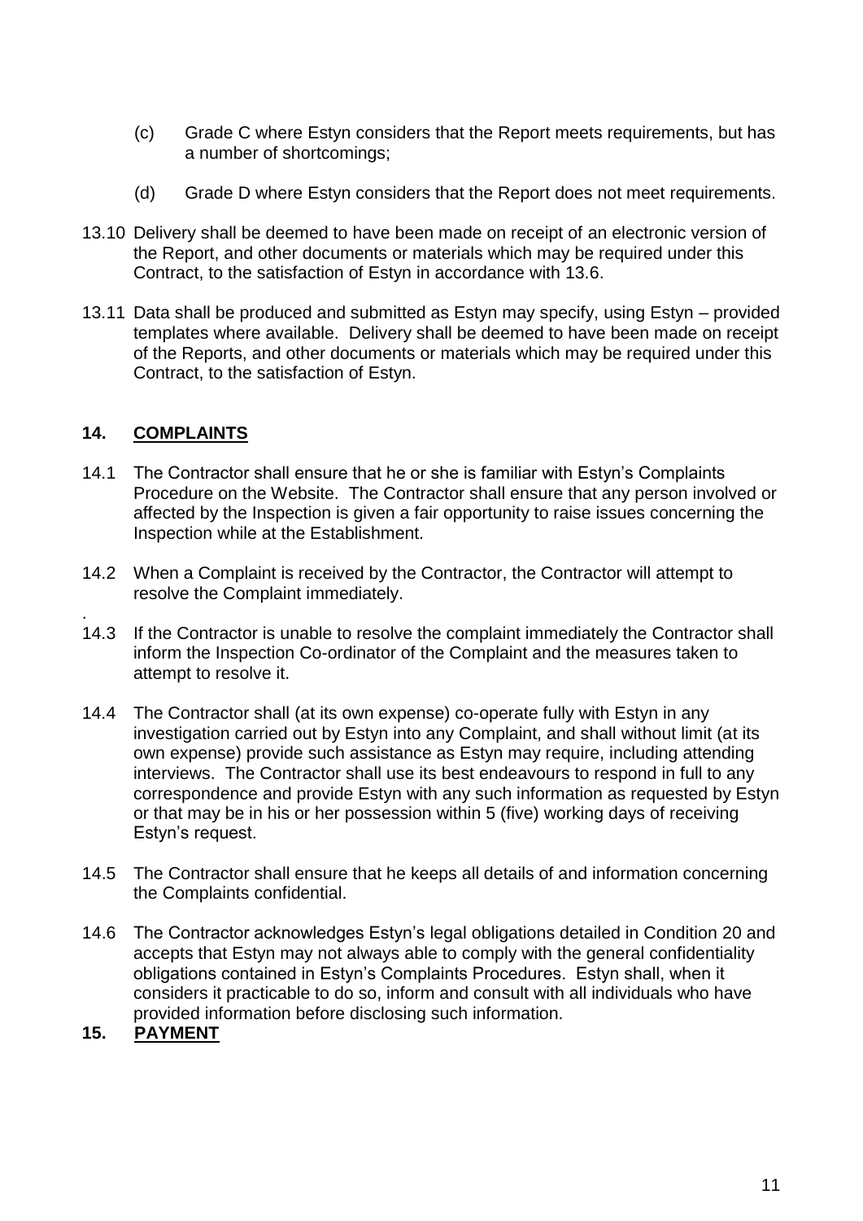(c) Grade C where Estyn considers that the Report meets requirements, but has a number of shortcomings;

(d) Grade D where Estyn considers that the Report does not meet requirements.

13.10 Delivery shall be deemed to have been made on receipt of an electronic version of the Report, and other documents or materials which may be required under this Contract, to the satisfaction of Estyn in accordance with 13.6.

13.11 Data shall be produced and submitted as Estyn may specify, using Estyn – provided templates where available. Delivery shall be deemed to have been made on receipt of the Reports, and other documents or materials which may be required under this Contract, to the satisfaction of Estyn.

## 14. COMPLAINTS

14.1 The Contractor shall ensure that he or she is familiar with Estyn's Complaints Procedure on the Website. The Contractor shall ensure that any person involved or affected by the Inspection is given a fair opportunity to raise issues concerning the Inspection while at the Establishment.

14.2 When a Complaint is received by the Contractor, the Contractor will attempt to resolve the Complaint immediately.

14.3 If the Contractor is unable to resolve the complaint immediately the Contractor shall inform the Inspection Co-ordinator of the Complaint and the measures taken to attempt to resolve it.

14.4 The Contractor shall (at its own expense) co-operate fully with Estyn in any investigation carried out by Estyn into any Complaint, and shall without limit (at its own expense) provide such assistance as Estyn may require, including attending interviews. The Contractor shall use its best endeavours to respond in full to any correspondence and provide Estyn with any such information as requested by Estyn or that may be in his or her possession within 5 (five) working days of receiving Estyn's request.

14.5 The Contractor shall ensure that he keeps all details of and information concerning the Complaints confidential.

14.6 The Contractor acknowledges Estyn's legal obligations detailed in Condition 20 and accepts that Estyn may not always able to comply with the general confidentiality obligations contained in Estyn's Complaints Procedures. Estyn shall, when it considers it practicable to do so, inform and consult with all individuals who have provided information before disclosing such information.

## 15. PAYMENT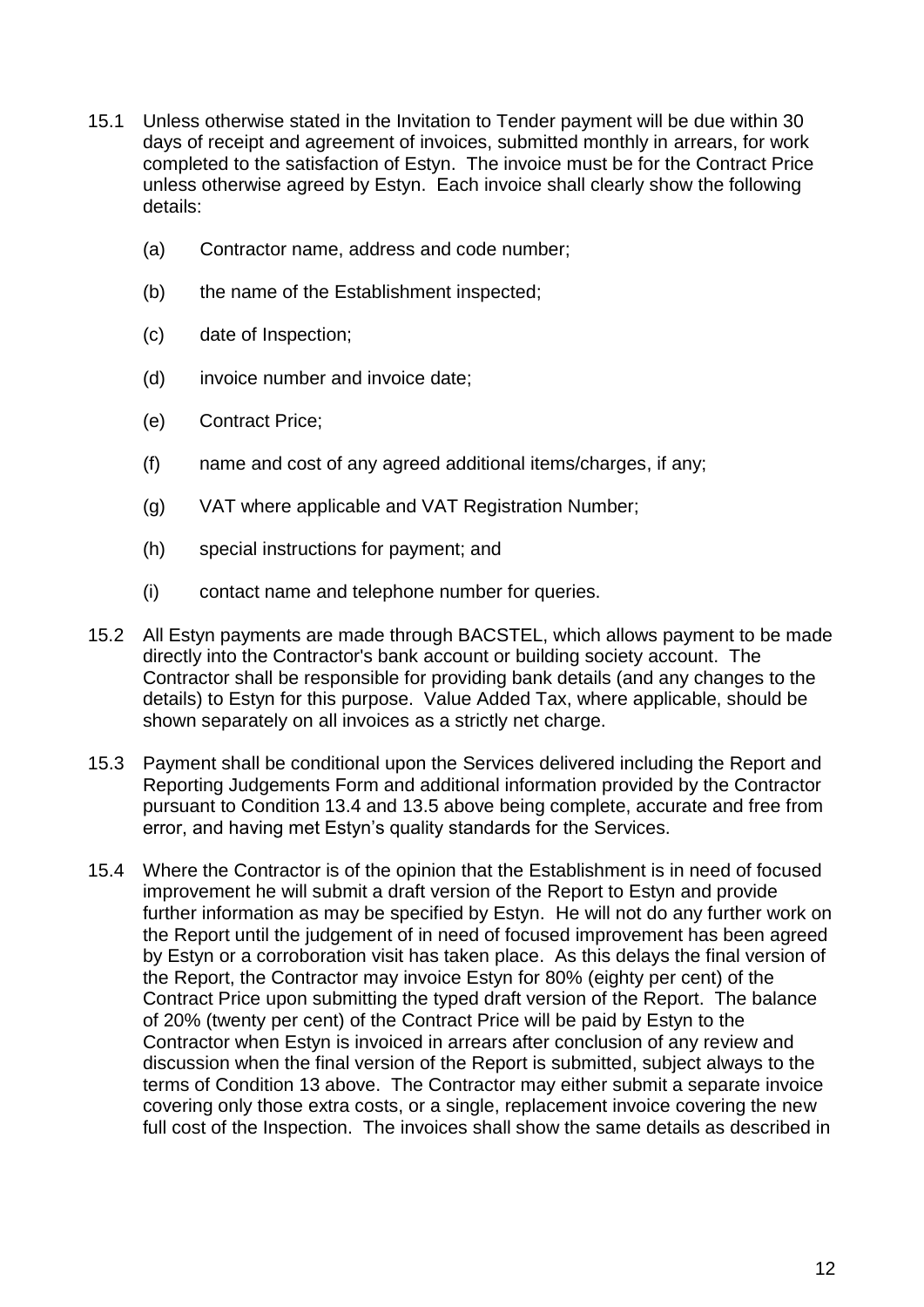15.1 Unless otherwise stated in the Invitation to Tender payment will be due within 30 days of receipt and agreement of invoices, submitted monthly in arrears, for work completed to the satisfaction of Estyn. The invoice must be for the Contract Price unless otherwise agreed by Estyn. Each invoice shall clearly show the following details:

   (a) Contractor name, address and code number;

   (b) the name of the Establishment inspected;

   (c) date of Inspection;

   (d) invoice number and invoice date;

   (e) Contract Price;

   (f) name and cost of any agreed additional items/charges, if any;

   (g) VAT where applicable and VAT Registration Number;

   (h) special instructions for payment; and

   (i) contact name and telephone number for queries.

15.2 All Estyn payments are made through BACSTEL, which allows payment to be made directly into the Contractor's bank account or building society account. The Contractor shall be responsible for providing bank details (and any changes to the details) to Estyn for this purpose. Value Added Tax, where applicable, should be shown separately on all invoices as a strictly net charge.

15.3 Payment shall be conditional upon the Services delivered including the Report and Reporting Judgements Form and additional information provided by the Contractor pursuant to Condition 13.4 and 13.5 above being complete, accurate and free from error, and having met Estyn's quality standards for the Services.

15.4 Where the Contractor is of the opinion that the Establishment is in need of focused improvement he will submit a draft version of the Report to Estyn and provide further information as may be specified by Estyn. He will not do any further work on the Report until the judgement of in need of focused improvement has been agreed by Estyn or a corroboration visit has taken place. As this delays the final version of the Report, the Contractor may invoice Estyn for 80% (eighty per cent) of the Contract Price upon submitting the typed draft version of the Report. The balance of 20% (twenty per cent) of the Contract Price will be paid by Estyn to the Contractor when Estyn is invoiced in arrears after conclusion of any review and discussion when the final version of the Report is submitted, subject always to the terms of Condition 13 above. The Contractor may either submit a separate invoice covering only those extra costs, or a single, replacement invoice covering the new full cost of the Inspection. The invoices shall show the same details as described in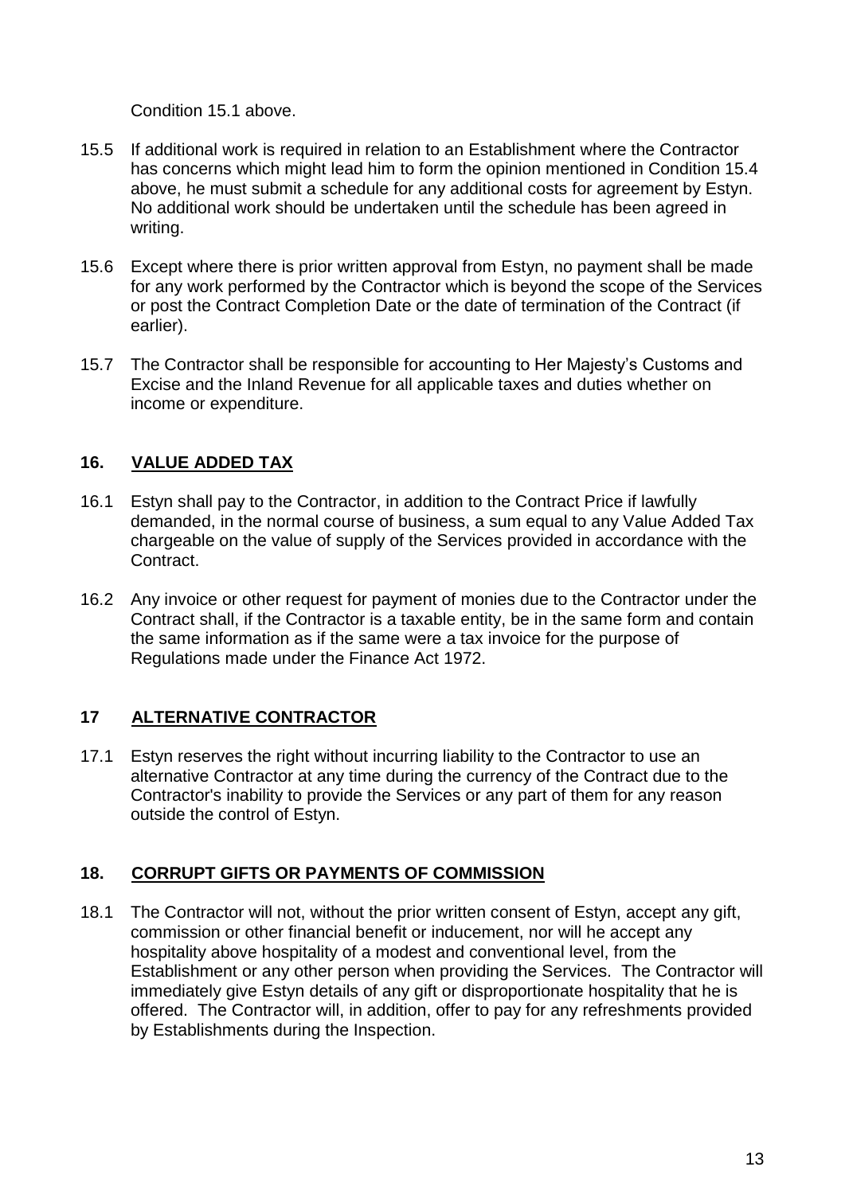Condition 15.1 above.

15.5 If additional work is required in relation to an Establishment where the Contractor has concerns which might lead him to form the opinion mentioned in Condition 15.4 above, he must submit a schedule for any additional costs for agreement by Estyn. No additional work should be undertaken until the schedule has been agreed in writing.

15.6 Except where there is prior written approval from Estyn, no payment shall be made for any work performed by the Contractor which is beyond the scope of the Services or post the Contract Completion Date or the date of termination of the Contract (if earlier).

15.7 The Contractor shall be responsible for accounting to Her Majesty's Customs and Excise and the Inland Revenue for all applicable taxes and duties whether on income or expenditure.

## 16. VALUE ADDED TAX

16.1 Estyn shall pay to the Contractor, in addition to the Contract Price if lawfully demanded, in the normal course of business, a sum equal to any Value Added Tax chargeable on the value of supply of the Services provided in accordance with the Contract.

16.2 Any invoice or other request for payment of monies due to the Contractor under the Contract shall, if the Contractor is a taxable entity, be in the same form and contain the same information as if the same were a tax invoice for the purpose of Regulations made under the Finance Act 1972.

## 17 ALTERNATIVE CONTRACTOR

17.1 Estyn reserves the right without incurring liability to the Contractor to use an alternative Contractor at any time during the currency of the Contract due to the Contractor's inability to provide the Services or any part of them for any reason outside the control of Estyn.

## 18. CORRUPT GIFTS OR PAYMENTS OF COMMISSION

18.1 The Contractor will not, without the prior written consent of Estyn, accept any gift, commission or other financial benefit or inducement, nor will he accept any hospitality above hospitality of a modest and conventional level, from the Establishment or any other person when providing the Services. The Contractor will immediately give Estyn details of any gift or disproportionate hospitality that he is offered. The Contractor will, in addition, offer to pay for any refreshments provided by Establishments during the Inspection.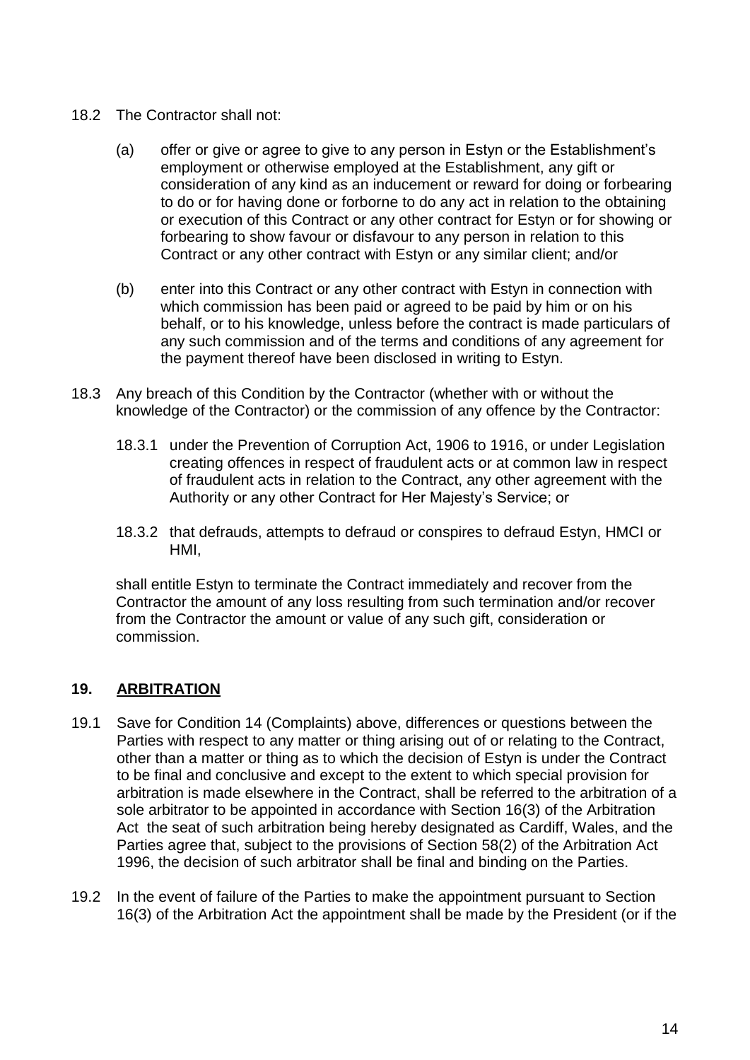18.2 The Contractor shall not:

(a) offer or give or agree to give to any person in Estyn or the Establishment's employment or otherwise employed at the Establishment, any gift or consideration of any kind as an inducement or reward for doing or forbearing to do or for having done or forborne to do any act in relation to the obtaining or execution of this Contract or any other contract for Estyn or for showing or forbearing to show favour or disfavour to any person in relation to this Contract or any other contract with Estyn or any similar client; and/or

(b) enter into this Contract or any other contract with Estyn in connection with which commission has been paid or agreed to be paid by him or on his behalf, or to his knowledge, unless before the contract is made particulars of any such commission and of the terms and conditions of any agreement for the payment thereof have been disclosed in writing to Estyn.

18.3 Any breach of this Condition by the Contractor (whether with or without the knowledge of the Contractor) or the commission of any offence by the Contractor:

18.3.1 under the Prevention of Corruption Act, 1906 to 1916, or under Legislation creating offences in respect of fraudulent acts or at common law in respect of fraudulent acts in relation to the Contract, any other agreement with the Authority or any other Contract for Her Majesty's Service; or

18.3.2 that defrauds, attempts to defraud or conspires to defraud Estyn, HMCI or HMI,

shall entitle Estyn to terminate the Contract immediately and recover from the Contractor the amount of any loss resulting from such termination and/or recover from the Contractor the amount or value of any such gift, consideration or commission.

## 19. ARBITRATION

19.1 Save for Condition 14 (Complaints) above, differences or questions between the Parties with respect to any matter or thing arising out of or relating to the Contract, other than a matter or thing as to which the decision of Estyn is under the Contract to be final and conclusive and except to the extent to which special provision for arbitration is made elsewhere in the Contract, shall be referred to the arbitration of a sole arbitrator to be appointed in accordance with Section 16(3) of the Arbitration Act the seat of such arbitration being hereby designated as Cardiff, Wales, and the Parties agree that, subject to the provisions of Section 58(2) of the Arbitration Act 1996, the decision of such arbitrator shall be final and binding on the Parties.

19.2 In the event of failure of the Parties to make the appointment pursuant to Section 16(3) of the Arbitration Act the appointment shall be made by the President (or if the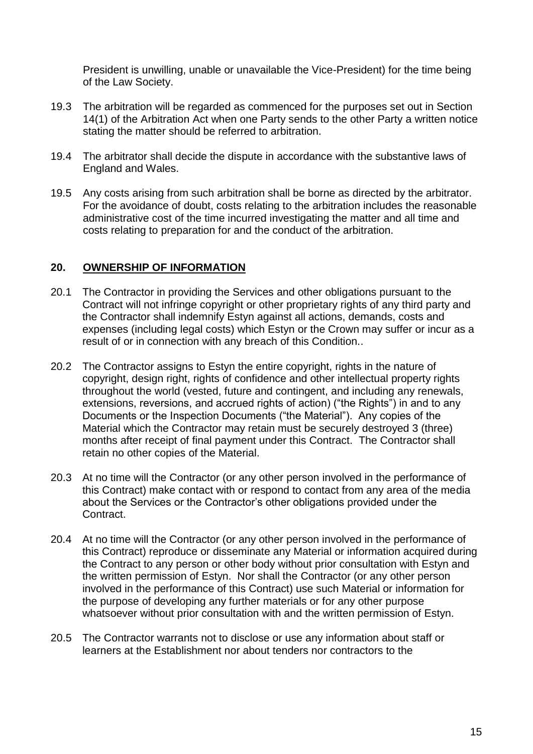President is unwilling, unable or unavailable the Vice-President) for the time being of the Law Society.

19.3 The arbitration will be regarded as commenced for the purposes set out in Section 14(1) of the Arbitration Act when one Party sends to the other Party a written notice stating the matter should be referred to arbitration.

19.4 The arbitrator shall decide the dispute in accordance with the substantive laws of England and Wales.

19.5 Any costs arising from such arbitration shall be borne as directed by the arbitrator. For the avoidance of doubt, costs relating to the arbitration includes the reasonable administrative cost of the time incurred investigating the matter and all time and costs relating to preparation for and the conduct of the arbitration.

## 20. OWNERSHIP OF INFORMATION

20.1 The Contractor in providing the Services and other obligations pursuant to the Contract will not infringe copyright or other proprietary rights of any third party and the Contractor shall indemnify Estyn against all actions, demands, costs and expenses (including legal costs) which Estyn or the Crown may suffer or incur as a result of or in connection with any breach of this Condition..

20.2 The Contractor assigns to Estyn the entire copyright, rights in the nature of copyright, design right, rights of confidence and other intellectual property rights throughout the world (vested, future and contingent, and including any renewals, extensions, reversions, and accrued rights of action) ("the Rights") in and to any Documents or the Inspection Documents ("the Material"). Any copies of the Material which the Contractor may retain must be securely destroyed 3 (three) months after receipt of final payment under this Contract. The Contractor shall retain no other copies of the Material.

20.3 At no time will the Contractor (or any other person involved in the performance of this Contract) make contact with or respond to contact from any area of the media about the Services or the Contractor's other obligations provided under the Contract.

20.4 At no time will the Contractor (or any other person involved in the performance of this Contract) reproduce or disseminate any Material or information acquired during the Contract to any person or other body without prior consultation with Estyn and the written permission of Estyn. Nor shall the Contractor (or any other person involved in the performance of this Contract) use such Material or information for the purpose of developing any further materials or for any other purpose whatsoever without prior consultation with and the written permission of Estyn.

20.5 The Contractor warrants not to disclose or use any information about staff or learners at the Establishment nor about tenders nor contractors to the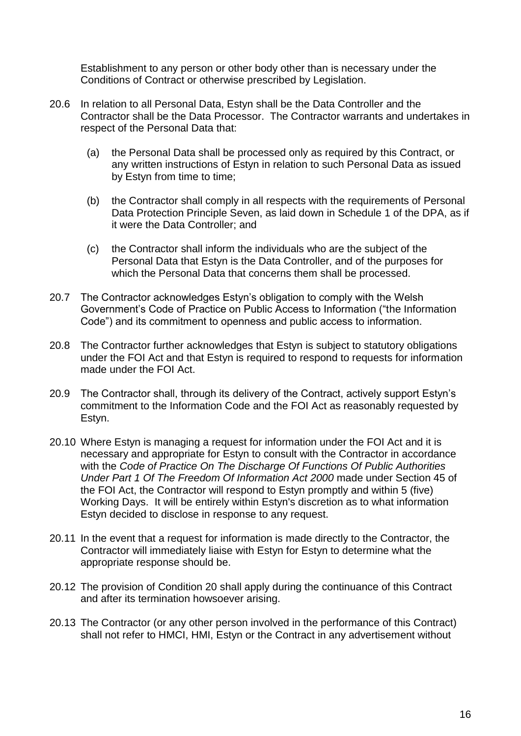Establishment to any person or other body other than is necessary under the Conditions of Contract or otherwise prescribed by Legislation.

20.6 In relation to all Personal Data, Estyn shall be the Data Controller and the Contractor shall be the Data Processor. The Contractor warrants and undertakes in respect of the Personal Data that:

(a) the Personal Data shall be processed only as required by this Contract, or any written instructions of Estyn in relation to such Personal Data as issued by Estyn from time to time;

(b) the Contractor shall comply in all respects with the requirements of Personal Data Protection Principle Seven, as laid down in Schedule 1 of the DPA, as if it were the Data Controller; and

(c) the Contractor shall inform the individuals who are the subject of the Personal Data that Estyn is the Data Controller, and of the purposes for which the Personal Data that concerns them shall be processed.

20.7 The Contractor acknowledges Estyn's obligation to comply with the Welsh Government's Code of Practice on Public Access to Information ("the Information Code") and its commitment to openness and public access to information.

20.8 The Contractor further acknowledges that Estyn is subject to statutory obligations under the FOI Act and that Estyn is required to respond to requests for information made under the FOI Act.

20.9 The Contractor shall, through its delivery of the Contract, actively support Estyn's commitment to the Information Code and the FOI Act as reasonably requested by Estyn.

20.10 Where Estyn is managing a request for information under the FOI Act and it is necessary and appropriate for Estyn to consult with the Contractor in accordance with the *Code of Practice On The Discharge Of Functions Of Public Authorities Under Part 1 Of The Freedom Of Information Act 2000* made under Section 45 of the FOI Act, the Contractor will respond to Estyn promptly and within 5 (five) Working Days. It will be entirely within Estyn's discretion as to what information Estyn decided to disclose in response to any request.

20.11 In the event that a request for information is made directly to the Contractor, the Contractor will immediately liaise with Estyn for Estyn to determine what the appropriate response should be.

20.12 The provision of Condition 20 shall apply during the continuance of this Contract and after its termination howsoever arising.

20.13 The Contractor (or any other person involved in the performance of this Contract) shall not refer to HMCI, HMI, Estyn or the Contract in any advertisement without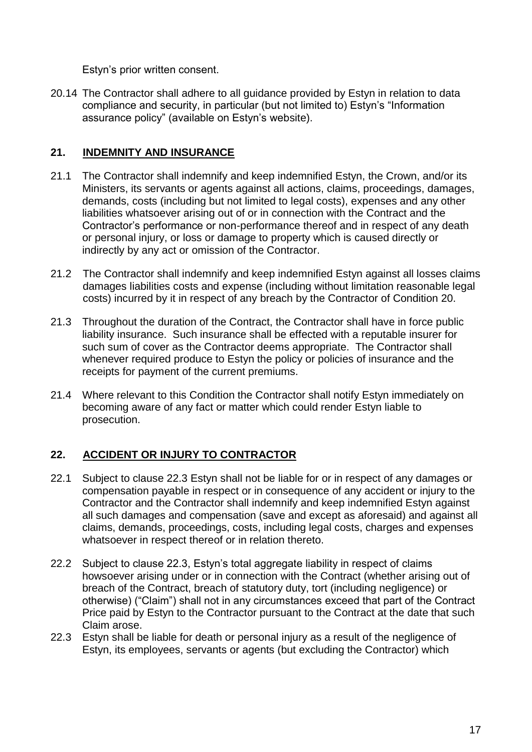Estyn's prior written consent.

20.14 The Contractor shall adhere to all guidance provided by Estyn in relation to data compliance and security, in particular (but not limited to) Estyn's "Information assurance policy" (available on Estyn's website).

## 21. INDEMNITY AND INSURANCE

21.1 The Contractor shall indemnify and keep indemnified Estyn, the Crown, and/or its Ministers, its servants or agents against all actions, claims, proceedings, damages, demands, costs (including but not limited to legal costs), expenses and any other liabilities whatsoever arising out of or in connection with the Contract and the Contractor's performance or non-performance thereof and in respect of any death or personal injury, or loss or damage to property which is caused directly or indirectly by any act or omission of the Contractor.

21.2 The Contractor shall indemnify and keep indemnified Estyn against all losses claims damages liabilities costs and expense (including without limitation reasonable legal costs) incurred by it in respect of any breach by the Contractor of Condition 20.

21.3 Throughout the duration of the Contract, the Contractor shall have in force public liability insurance. Such insurance shall be effected with a reputable insurer for such sum of cover as the Contractor deems appropriate. The Contractor shall whenever required produce to Estyn the policy or policies of insurance and the receipts for payment of the current premiums.

21.4 Where relevant to this Condition the Contractor shall notify Estyn immediately on becoming aware of any fact or matter which could render Estyn liable to prosecution.

## 22. ACCIDENT OR INJURY TO CONTRACTOR

22.1 Subject to clause 22.3 Estyn shall not be liable for or in respect of any damages or compensation payable in respect or in consequence of any accident or injury to the Contractor and the Contractor shall indemnify and keep indemnified Estyn against all such damages and compensation (save and except as aforesaid) and against all claims, demands, proceedings, costs, including legal costs, charges and expenses whatsoever in respect thereof or in relation thereto.

22.2 Subject to clause 22.3, Estyn's total aggregate liability in respect of claims howsoever arising under or in connection with the Contract (whether arising out of breach of the Contract, breach of statutory duty, tort (including negligence) or otherwise) ("Claim") shall not in any circumstances exceed that part of the Contract Price paid by Estyn to the Contractor pursuant to the Contract at the date that such Claim arose.

22.3 Estyn shall be liable for death or personal injury as a result of the negligence of Estyn, its employees, servants or agents (but excluding the Contractor) which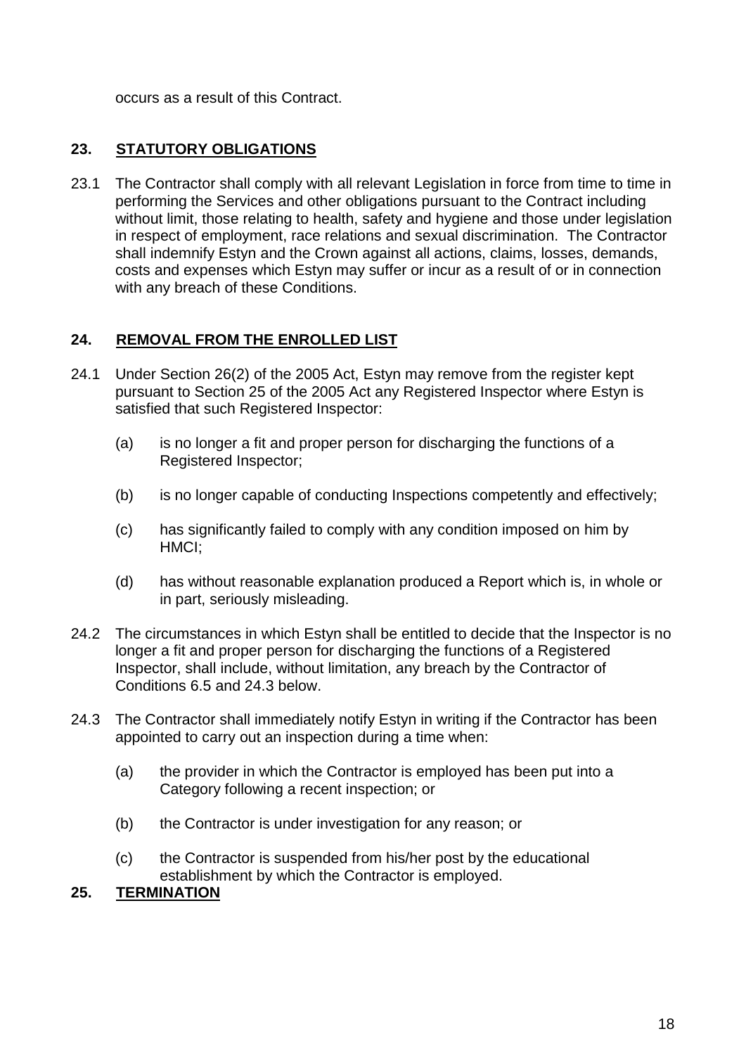occurs as a result of this Contract.

## 23. STATUTORY OBLIGATIONS

23.1 The Contractor shall comply with all relevant Legislation in force from time to time in performing the Services and other obligations pursuant to the Contract including without limit, those relating to health, safety and hygiene and those under legislation in respect of employment, race relations and sexual discrimination. The Contractor shall indemnify Estyn and the Crown against all actions, claims, losses, demands, costs and expenses which Estyn may suffer or incur as a result of or in connection with any breach of these Conditions.

## 24. REMOVAL FROM THE ENROLLED LIST

24.1 Under Section 26(2) of the 2005 Act, Estyn may remove from the register kept pursuant to Section 25 of the 2005 Act any Registered Inspector where Estyn is satisfied that such Registered Inspector:

(a) is no longer a fit and proper person for discharging the functions of a Registered Inspector;

(b) is no longer capable of conducting Inspections competently and effectively;

(c) has significantly failed to comply with any condition imposed on him by HMCI;

(d) has without reasonable explanation produced a Report which is, in whole or in part, seriously misleading.

24.2 The circumstances in which Estyn shall be entitled to decide that the Inspector is no longer a fit and proper person for discharging the functions of a Registered Inspector, shall include, without limitation, any breach by the Contractor of Conditions 6.5 and 24.3 below.

24.3 The Contractor shall immediately notify Estyn in writing if the Contractor has been appointed to carry out an inspection during a time when:

(a) the provider in which the Contractor is employed has been put into a Category following a recent inspection; or

(b) the Contractor is under investigation for any reason; or

(c) the Contractor is suspended from his/her post by the educational establishment by which the Contractor is employed.

## 25. TERMINATION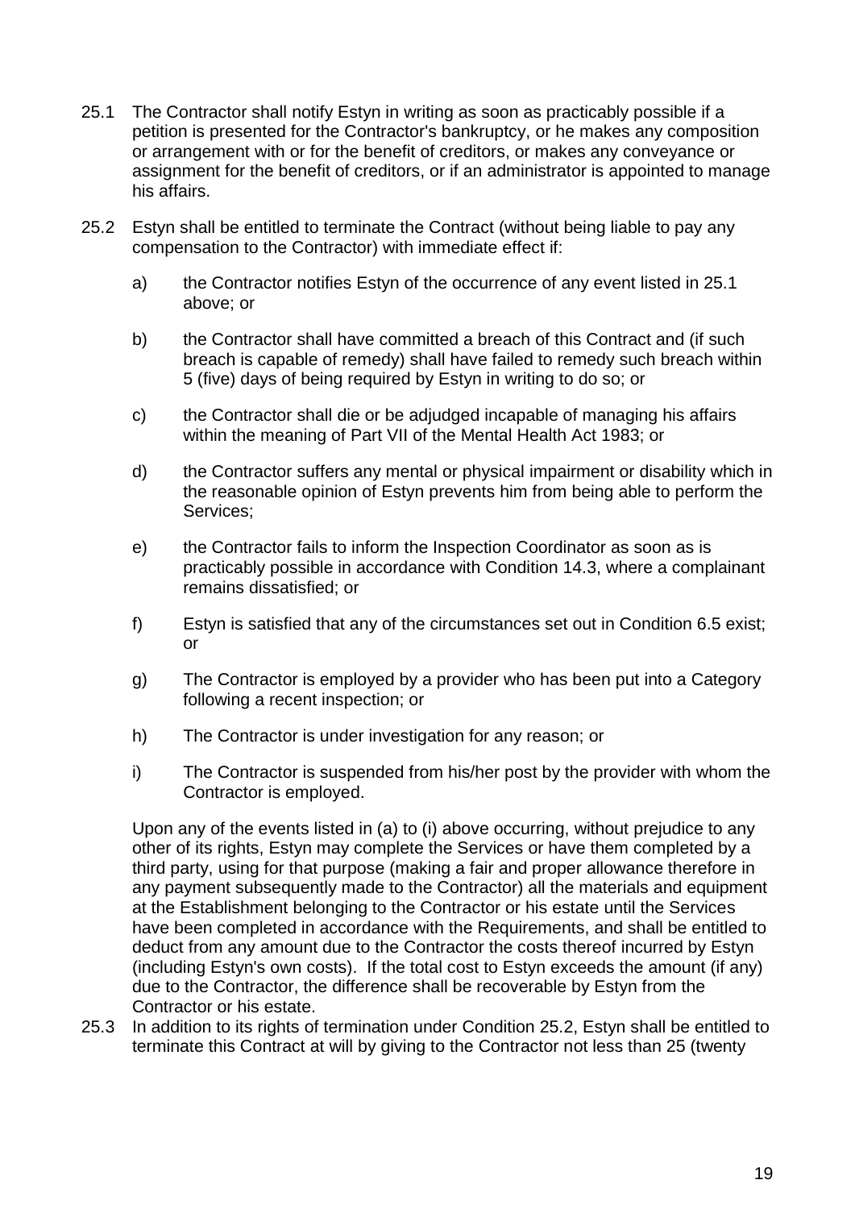25.1 The Contractor shall notify Estyn in writing as soon as practicably possible if a petition is presented for the Contractor's bankruptcy, or he makes any composition or arrangement with or for the benefit of creditors, or makes any conveyance or assignment for the benefit of creditors, or if an administrator is appointed to manage his affairs.

25.2 Estyn shall be entitled to terminate the Contract (without being liable to pay any compensation to the Contractor) with immediate effect if:

a) the Contractor notifies Estyn of the occurrence of any event listed in 25.1 above; or

b) the Contractor shall have committed a breach of this Contract and (if such breach is capable of remedy) shall have failed to remedy such breach within 5 (five) days of being required by Estyn in writing to do so; or

c) the Contractor shall die or be adjudged incapable of managing his affairs within the meaning of Part VII of the Mental Health Act 1983; or

d) the Contractor suffers any mental or physical impairment or disability which in the reasonable opinion of Estyn prevents him from being able to perform the Services;

e) the Contractor fails to inform the Inspection Coordinator as soon as is practicably possible in accordance with Condition 14.3, where a complainant remains dissatisfied; or

f) Estyn is satisfied that any of the circumstances set out in Condition 6.5 exist; or

g) The Contractor is employed by a provider who has been put into a Category following a recent inspection; or

h) The Contractor is under investigation for any reason; or

i) The Contractor is suspended from his/her post by the provider with whom the Contractor is employed.

Upon any of the events listed in (a) to (i) above occurring, without prejudice to any other of its rights, Estyn may complete the Services or have them completed by a third party, using for that purpose (making a fair and proper allowance therefore in any payment subsequently made to the Contractor) all the materials and equipment at the Establishment belonging to the Contractor or his estate until the Services have been completed in accordance with the Requirements, and shall be entitled to deduct from any amount due to the Contractor the costs thereof incurred by Estyn (including Estyn's own costs). If the total cost to Estyn exceeds the amount (if any) due to the Contractor, the difference shall be recoverable by Estyn from the Contractor or his estate.

25.3 In addition to its rights of termination under Condition 25.2, Estyn shall be entitled to terminate this Contract at will by giving to the Contractor not less than 25 (twenty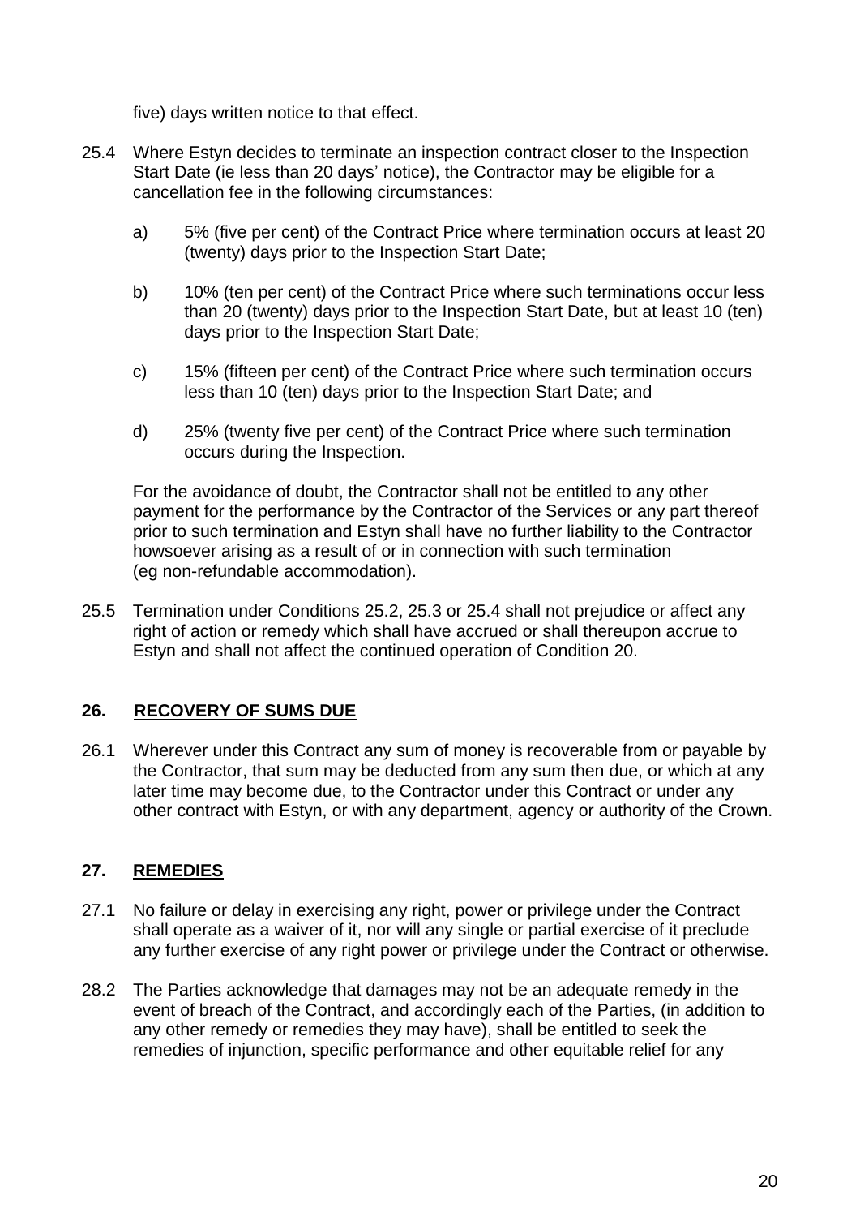five) days written notice to that effect.

25.4 Where Estyn decides to terminate an inspection contract closer to the Inspection Start Date (ie less than 20 days' notice), the Contractor may be eligible for a cancellation fee in the following circumstances:

a) 5% (five per cent) of the Contract Price where termination occurs at least 20 (twenty) days prior to the Inspection Start Date;

b) 10% (ten per cent) of the Contract Price where such terminations occur less than 20 (twenty) days prior to the Inspection Start Date, but at least 10 (ten) days prior to the Inspection Start Date;

c) 15% (fifteen per cent) of the Contract Price where such termination occurs less than 10 (ten) days prior to the Inspection Start Date; and

d) 25% (twenty five per cent) of the Contract Price where such termination occurs during the Inspection.

For the avoidance of doubt, the Contractor shall not be entitled to any other payment for the performance by the Contractor of the Services or any part thereof prior to such termination and Estyn shall have no further liability to the Contractor howsoever arising as a result of or in connection with such termination (eg non-refundable accommodation).

25.5 Termination under Conditions 25.2, 25.3 or 25.4 shall not prejudice or affect any right of action or remedy which shall have accrued or shall thereupon accrue to Estyn and shall not affect the continued operation of Condition 20.

## 26. RECOVERY OF SUMS DUE

26.1 Wherever under this Contract any sum of money is recoverable from or payable by the Contractor, that sum may be deducted from any sum then due, or which at any later time may become due, to the Contractor under this Contract or under any other contract with Estyn, or with any department, agency or authority of the Crown.

## 27. REMEDIES

27.1 No failure or delay in exercising any right, power or privilege under the Contract shall operate as a waiver of it, nor will any single or partial exercise of it preclude any further exercise of any right power or privilege under the Contract or otherwise.

28.2 The Parties acknowledge that damages may not be an adequate remedy in the event of breach of the Contract, and accordingly each of the Parties, (in addition to any other remedy or remedies they may have), shall be entitled to seek the remedies of injunction, specific performance and other equitable relief for any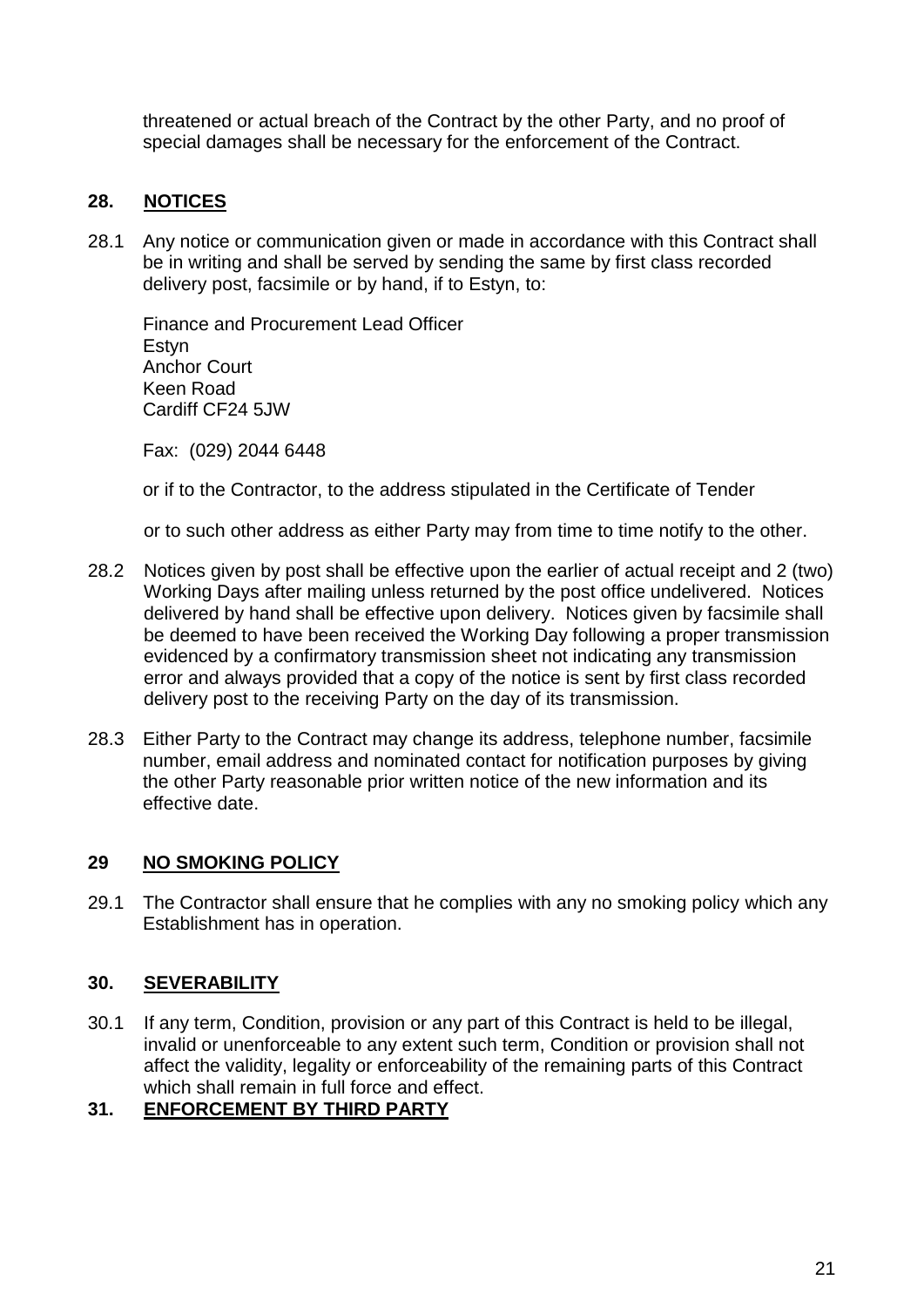threatened or actual breach of the Contract by the other Party, and no proof of special damages shall be necessary for the enforcement of the Contract.

## 28. NOTICES

28.1 Any notice or communication given or made in accordance with this Contract shall be in writing and shall be served by sending the same by first class recorded delivery post, facsimile or by hand, if to Estyn, to:

Finance and Procurement Lead Officer
Estyn
Anchor Court
Keen Road
Cardiff CF24 5JW

Fax: (029) 2044 6448

or if to the Contractor, to the address stipulated in the Certificate of Tender

or to such other address as either Party may from time to time notify to the other.

28.2 Notices given by post shall be effective upon the earlier of actual receipt and 2 (two) Working Days after mailing unless returned by the post office undelivered. Notices delivered by hand shall be effective upon delivery. Notices given by facsimile shall be deemed to have been received the Working Day following a proper transmission evidenced by a confirmatory transmission sheet not indicating any transmission error and always provided that a copy of the notice is sent by first class recorded delivery post to the receiving Party on the day of its transmission.

28.3 Either Party to the Contract may change its address, telephone number, facsimile number, email address and nominated contact for notification purposes by giving the other Party reasonable prior written notice of the new information and its effective date.

## 29 NO SMOKING POLICY

29.1 The Contractor shall ensure that he complies with any no smoking policy which any Establishment has in operation.

## 30. SEVERABILITY

30.1 If any term, Condition, provision or any part of this Contract is held to be illegal, invalid or unenforceable to any extent such term, Condition or provision shall not affect the validity, legality or enforceability of the remaining parts of this Contract which shall remain in full force and effect.

## 31. ENFORCEMENT BY THIRD PARTY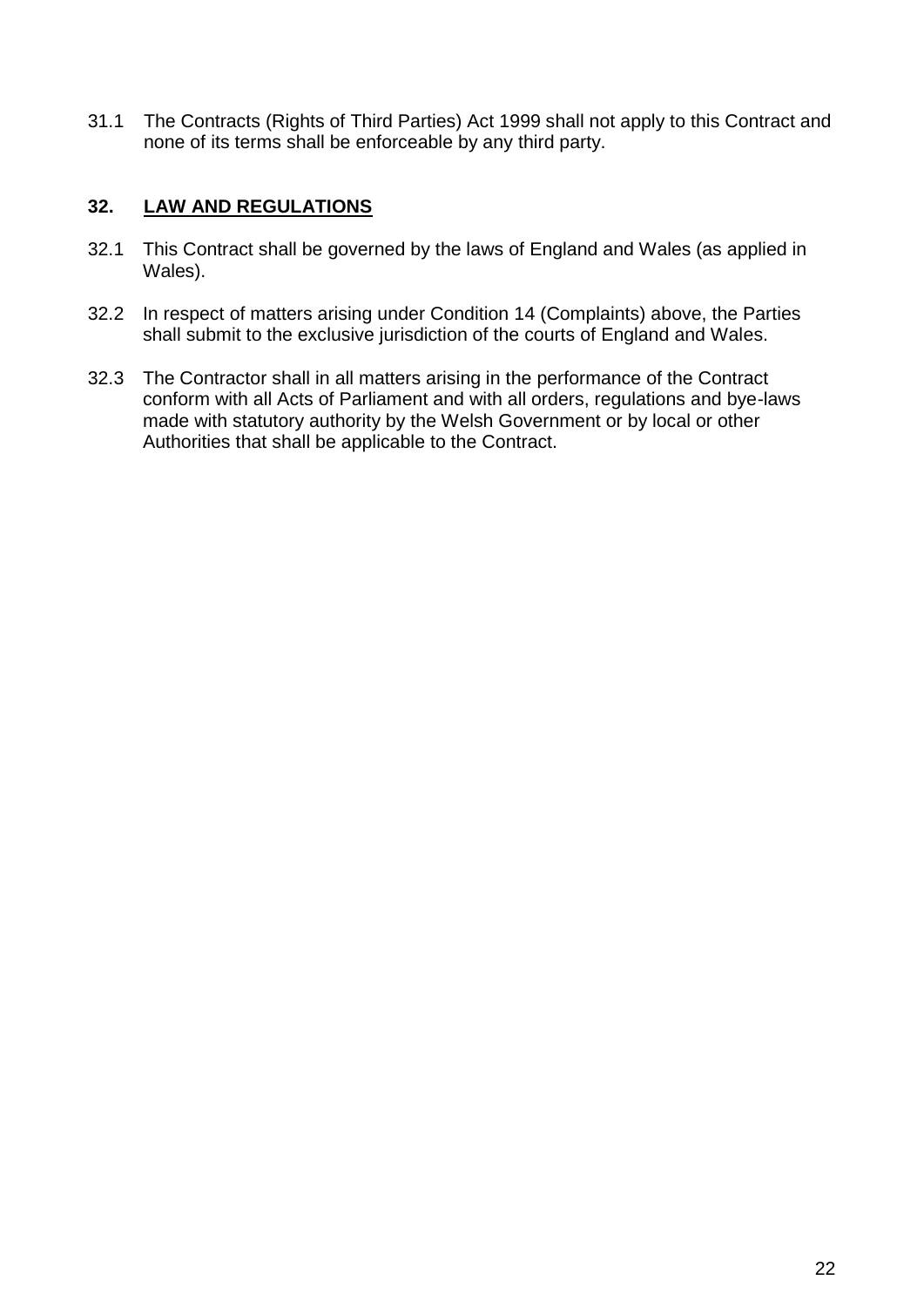31.1 The Contracts (Rights of Third Parties) Act 1999 shall not apply to this Contract and none of its terms shall be enforceable by any third party.

## 32. LAW AND REGULATIONS

32.1 This Contract shall be governed by the laws of England and Wales (as applied in Wales).

32.2 In respect of matters arising under Condition 14 (Complaints) above, the Parties shall submit to the exclusive jurisdiction of the courts of England and Wales.

32.3 The Contractor shall in all matters arising in the performance of the Contract conform with all Acts of Parliament and with all orders, regulations and bye-laws made with statutory authority by the Welsh Government or by local or other Authorities that shall be applicable to the Contract.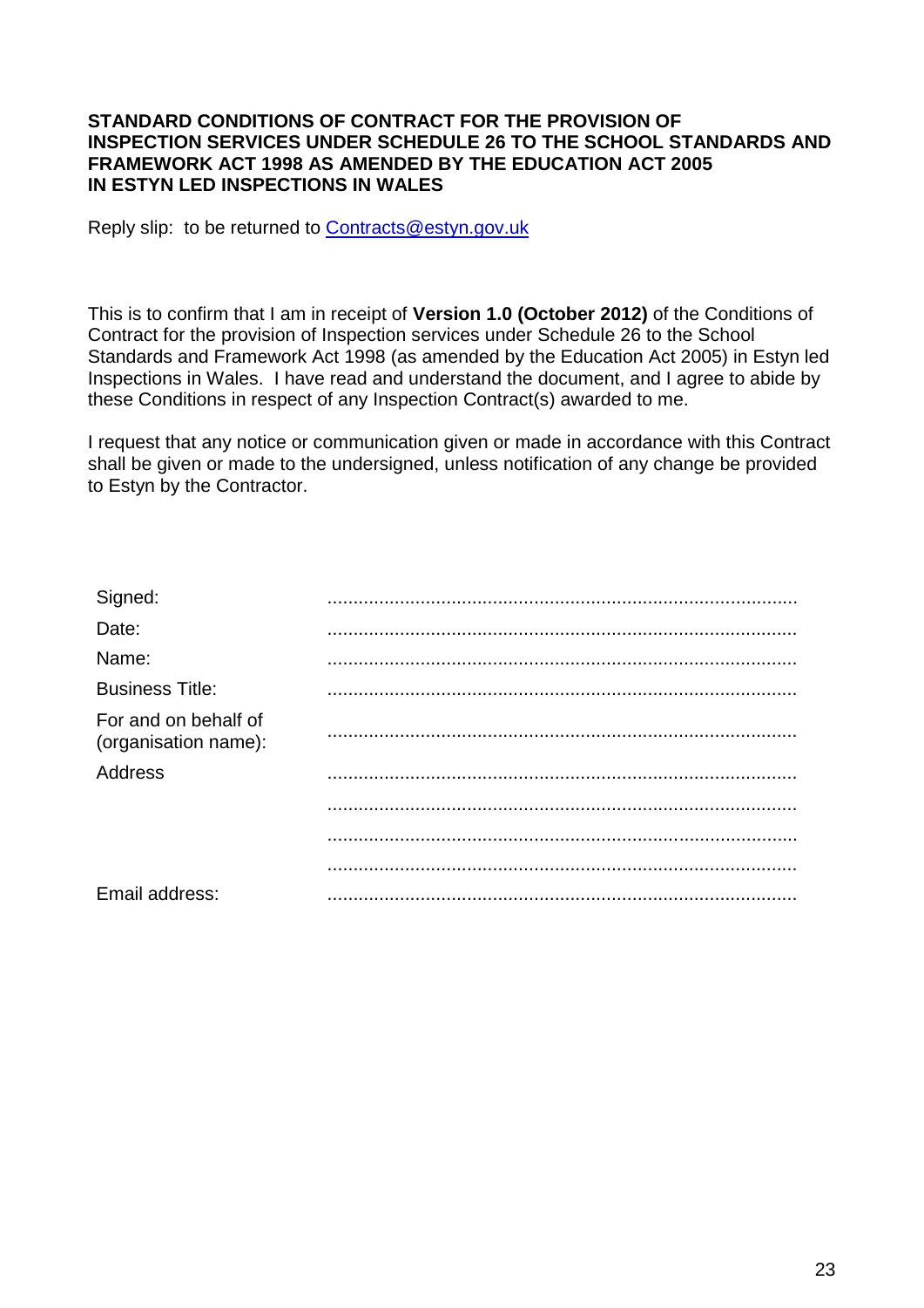**STANDARD CONDITIONS OF CONTRACT FOR THE PROVISION OF INSPECTION SERVICES UNDER SCHEDULE 26 TO THE SCHOOL STANDARDS AND FRAMEWORK ACT 1998 AS AMENDED BY THE EDUCATION ACT 2005 IN ESTYN LED INSPECTIONS IN WALES**

Reply slip: to be returned to Contracts@estyn.gov.uk

This is to confirm that I am in receipt of **Version 1.0 (October 2012)** of the Conditions of Contract for the provision of Inspection services under Schedule 26 to the School Standards and Framework Act 1998 (as amended by the Education Act 2005) in Estyn led Inspections in Wales. I have read and understand the document, and I agree to abide by these Conditions in respect of any Inspection Contract(s) awarded to me.

I request that any notice or communication given or made in accordance with this Contract shall be given or made to the undersigned, unless notification of any change be provided to Estyn by the Contractor.

| | |
|---|---|
| Signed: | .......................................................................................... |
| Date: | .......................................................................................... |
| Name: | .......................................................................................... |
| Business Title: | .......................................................................................... |
| For and on behalf of (organisation name): | .......................................................................................... |
| Address | .......................................................................................... |
| | .......................................................................................... |
| | .......................................................................................... |
| | .......................................................................................... |
| Email address: | .......................................................................................... |